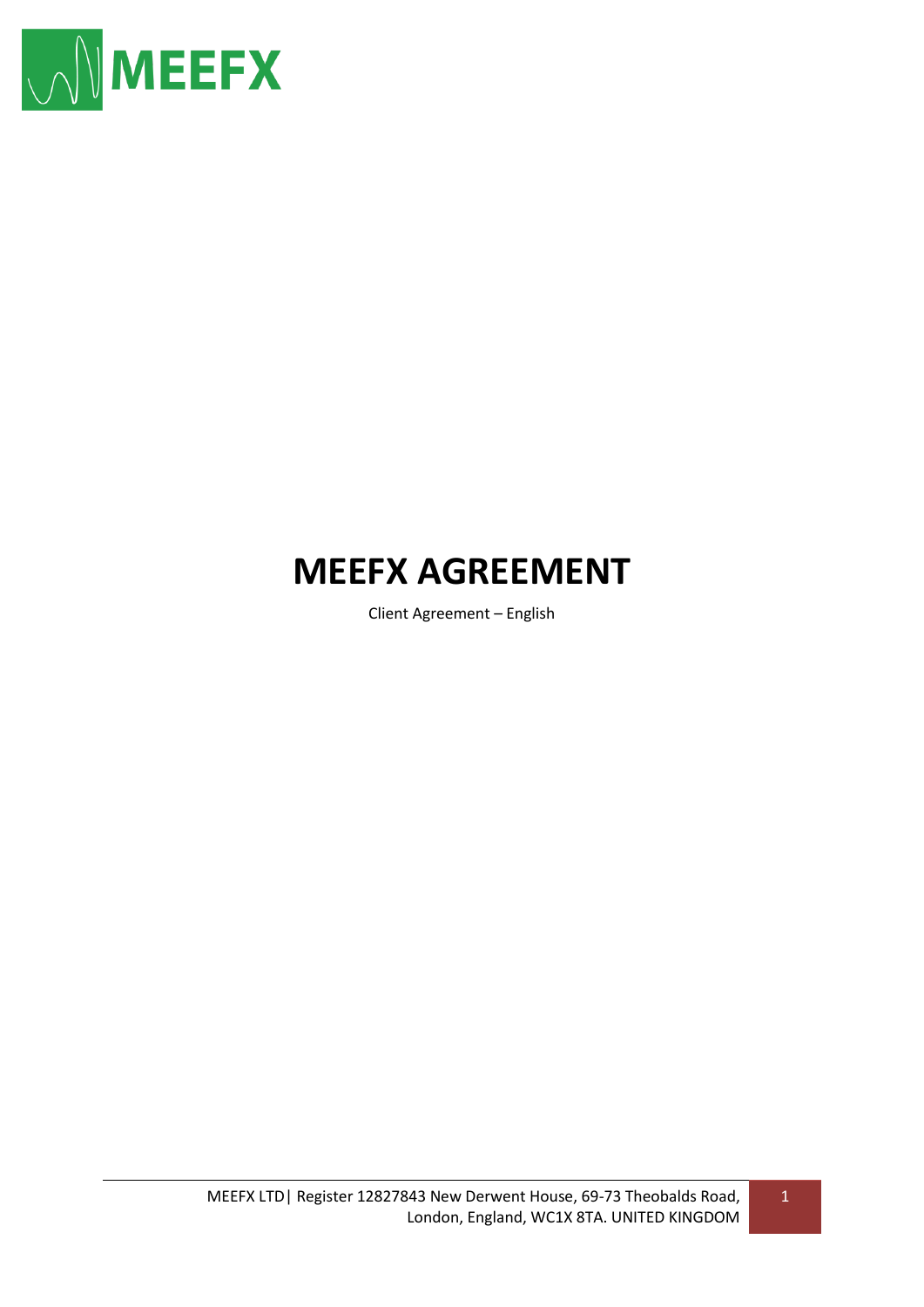MEEFX

# MEEFX AGREEMENT

Client Agreement – English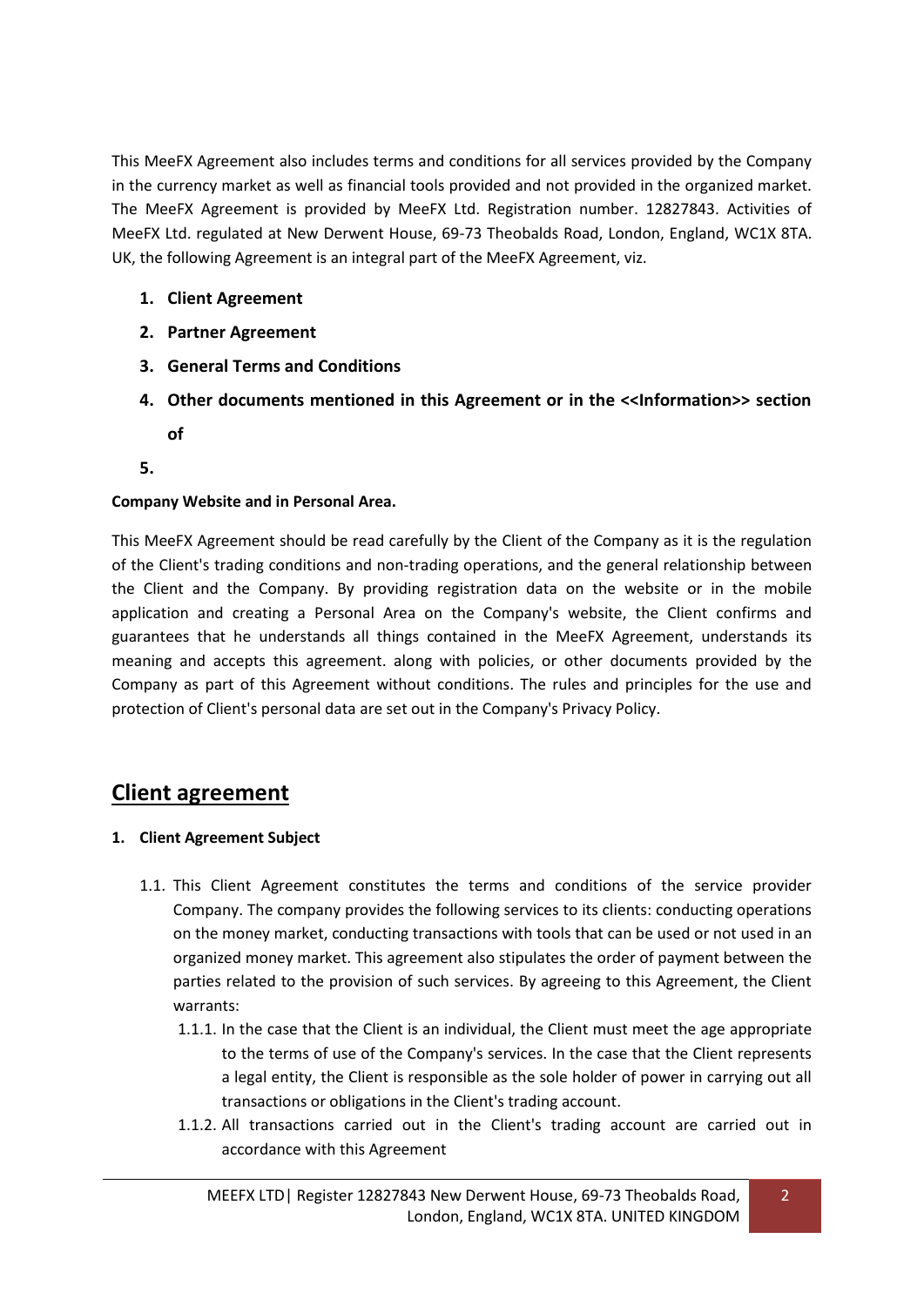This MeeFX Agreement also includes terms and conditions for all services provided by the Company in the currency market as well as financial tools provided and not provided in the organized market. The MeeFX Agreement is provided by MeeFX Ltd. Registration number. 12827843. Activities of MeeFX Ltd. regulated at New Derwent House, 69-73 Theobalds Road, London, England, WC1X 8TA. UK, the following Agreement is an integral part of the MeeFX Agreement, viz.

1. **Client Agreement**
2. **Partner Agreement**
3. **General Terms and Conditions**
4. **Other documents mentioned in this Agreement or in the <<Information>> section of**
5.

**Company Website and in Personal Area.**

This MeeFX Agreement should be read carefully by the Client of the Company as it is the regulation of the Client's trading conditions and non-trading operations, and the general relationship between the Client and the Company. By providing registration data on the website or in the mobile application and creating a Personal Area on the Company's website, the Client confirms and guarantees that he understands all things contained in the MeeFX Agreement, understands its meaning and accepts this agreement. along with policies, or other documents provided by the Company as part of this Agreement without conditions. The rules and principles for the use and protection of Client's personal data are set out in the Company's Privacy Policy.

# Client agreement

**1. Client Agreement Subject**

1.1. This Client Agreement constitutes the terms and conditions of the service provider Company. The company provides the following services to its clients: conducting operations on the money market, conducting transactions with tools that can be used or not used in an organized money market. This agreement also stipulates the order of payment between the parties related to the provision of such services. By agreeing to this Agreement, the Client warrants:

1.1.1. In the case that the Client is an individual, the Client must meet the age appropriate to the terms of use of the Company's services. In the case that the Client represents a legal entity, the Client is responsible as the sole holder of power in carrying out all transactions or obligations in the Client's trading account.

1.1.2. All transactions carried out in the Client's trading account are carried out in accordance with this Agreement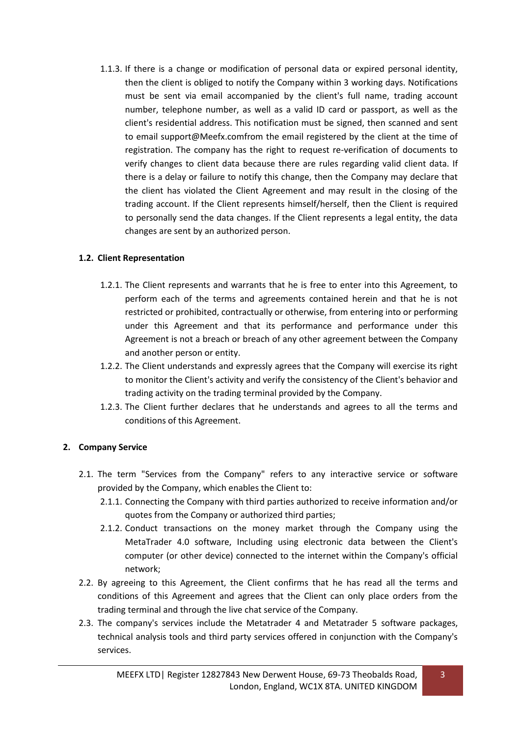1.1.3. If there is a change or modification of personal data or expired personal identity, then the client is obliged to notify the Company within 3 working days. Notifications must be sent via email accompanied by the client's full name, trading account number, telephone number, as well as a valid ID card or passport, as well as the client's residential address. This notification must be signed, then scanned and sent to email support@Meefx.comfrom the email registered by the client at the time of registration. The company has the right to request re-verification of documents to verify changes to client data because there are rules regarding valid client data. If there is a delay or failure to notify this change, then the Company may declare that the client has violated the Client Agreement and may result in the closing of the trading account. If the Client represents himself/herself, then the Client is required to personally send the data changes. If the Client represents a legal entity, the data changes are sent by an authorized person.

**1.2. Client Representation**

1.2.1. The Client represents and warrants that he is free to enter into this Agreement, to perform each of the terms and agreements contained herein and that he is not restricted or prohibited, contractually or otherwise, from entering into or performing under this Agreement and that its performance and performance under this Agreement is not a breach or breach of any other agreement between the Company and another person or entity.

1.2.2. The Client understands and expressly agrees that the Company will exercise its right to monitor the Client's activity and verify the consistency of the Client's behavior and trading activity on the trading terminal provided by the Company.

1.2.3. The Client further declares that he understands and agrees to all the terms and conditions of this Agreement.

## 2. Company Service

2.1. The term "Services from the Company" refers to any interactive service or software provided by the Company, which enables the Client to:

2.1.1. Connecting the Company with third parties authorized to receive information and/or quotes from the Company or authorized third parties;

2.1.2. Conduct transactions on the money market through the Company using the MetaTrader 4.0 software, Including using electronic data between the Client's computer (or other device) connected to the internet within the Company's official network;

2.2. By agreeing to this Agreement, the Client confirms that he has read all the terms and conditions of this Agreement and agrees that the Client can only place orders from the trading terminal and through the live chat service of the Company.

2.3. The company's services include the Metatrader 4 and Metatrader 5 software packages, technical analysis tools and third party services offered in conjunction with the Company's services.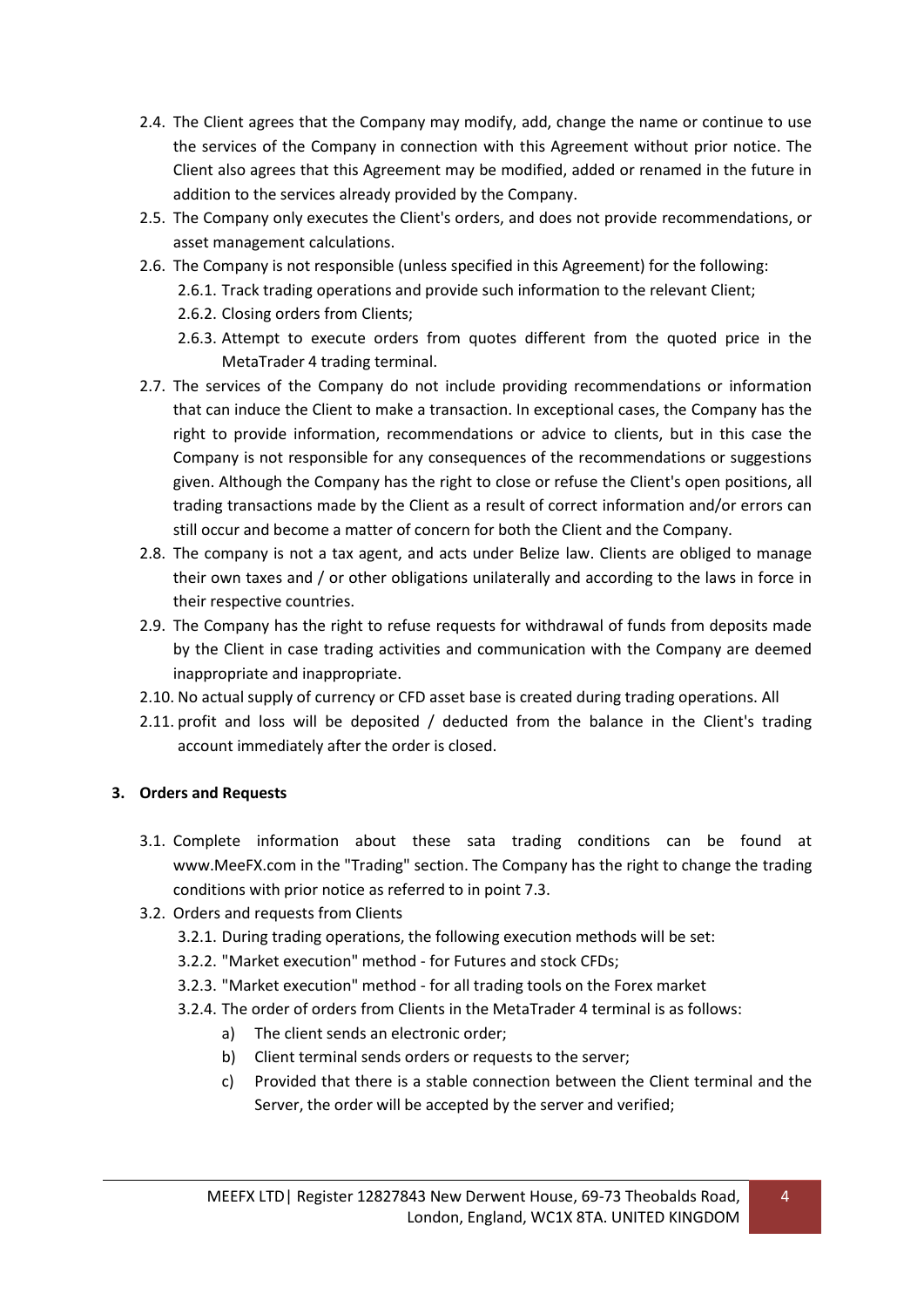2.4. The Client agrees that the Company may modify, add, change the name or continue to use the services of the Company in connection with this Agreement without prior notice. The Client also agrees that this Agreement may be modified, added or renamed in the future in addition to the services already provided by the Company.

2.5. The Company only executes the Client's orders, and does not provide recommendations, or asset management calculations.

2.6. The Company is not responsible (unless specified in this Agreement) for the following:

  2.6.1. Track trading operations and provide such information to the relevant Client;

  2.6.2. Closing orders from Clients;

  2.6.3. Attempt to execute orders from quotes different from the quoted price in the MetaTrader 4 trading terminal.

2.7. The services of the Company do not include providing recommendations or information that can induce the Client to make a transaction. In exceptional cases, the Company has the right to provide information, recommendations or advice to clients, but in this case the Company is not responsible for any consequences of the recommendations or suggestions given. Although the Company has the right to close or refuse the Client's open positions, all trading transactions made by the Client as a result of correct information and/or errors can still occur and become a matter of concern for both the Client and the Company.

2.8. The company is not a tax agent, and acts under Belize law. Clients are obliged to manage their own taxes and / or other obligations unilaterally and according to the laws in force in their respective countries.

2.9. The Company has the right to refuse requests for withdrawal of funds from deposits made by the Client in case trading activities and communication with the Company are deemed inappropriate and inappropriate.

2.10. No actual supply of currency or CFD asset base is created during trading operations. All

2.11. profit and loss will be deposited / deducted from the balance in the Client's trading account immediately after the order is closed.

## 3. Orders and Requests

3.1. Complete information about these sata trading conditions can be found at www.MeeFX.com in the "Trading" section. The Company has the right to change the trading conditions with prior notice as referred to in point 7.3.

3.2. Orders and requests from Clients

  3.2.1. During trading operations, the following execution methods will be set:

  3.2.2. "Market execution" method - for Futures and stock CFDs;

  3.2.3. "Market execution" method - for all trading tools on the Forex market

  3.2.4. The order of orders from Clients in the MetaTrader 4 terminal is as follows:

    a) The client sends an electronic order;

    b) Client terminal sends orders or requests to the server;

    c) Provided that there is a stable connection between the Client terminal and the Server, the order will be accepted by the server and verified;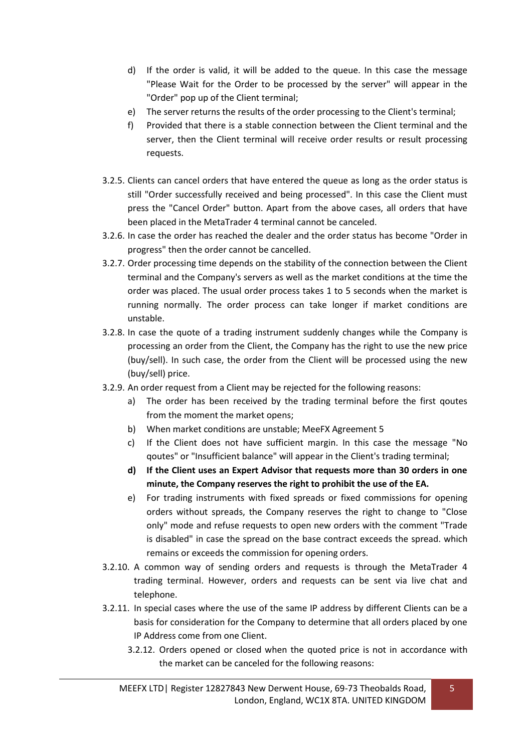d) If the order is valid, it will be added to the queue. In this case the message "Please Wait for the Order to be processed by the server" will appear in the "Order" pop up of the Client terminal;

e) The server returns the results of the order processing to the Client's terminal;

f) Provided that there is a stable connection between the Client terminal and the server, then the Client terminal will receive order results or result processing requests.

3.2.5. Clients can cancel orders that have entered the queue as long as the order status is still "Order successfully received and being processed". In this case the Client must press the "Cancel Order" button. Apart from the above cases, all orders that have been placed in the MetaTrader 4 terminal cannot be canceled.

3.2.6. In case the order has reached the dealer and the order status has become "Order in progress" then the order cannot be cancelled.

3.2.7. Order processing time depends on the stability of the connection between the Client terminal and the Company's servers as well as the market conditions at the time the order was placed. The usual order process takes 1 to 5 seconds when the market is running normally. The order process can take longer if market conditions are unstable.

3.2.8. In case the quote of a trading instrument suddenly changes while the Company is processing an order from the Client, the Company has the right to use the new price (buy/sell). In such case, the order from the Client will be processed using the new (buy/sell) price.

3.2.9. An order request from a Client may be rejected for the following reasons:

a) The order has been received by the trading terminal before the first qoutes from the moment the market opens;

b) When market conditions are unstable; MeeFX Agreement 5

c) If the Client does not have sufficient margin. In this case the message "No qoutes" or "Insufficient balance" will appear in the Client's trading terminal;

**d) If the Client uses an Expert Advisor that requests more than 30 orders in one minute, the Company reserves the right to prohibit the use of the EA.**

e) For trading instruments with fixed spreads or fixed commissions for opening orders without spreads, the Company reserves the right to change to "Close only" mode and refuse requests to open new orders with the comment "Trade is disabled" in case the spread on the base contract exceeds the spread. which remains or exceeds the commission for opening orders.

3.2.10. A common way of sending orders and requests is through the MetaTrader 4 trading terminal. However, orders and requests can be sent via live chat and telephone.

3.2.11. In special cases where the use of the same IP address by different Clients can be a basis for consideration for the Company to determine that all orders placed by one IP Address come from one Client.

3.2.12. Orders opened or closed when the quoted price is not in accordance with the market can be canceled for the following reasons: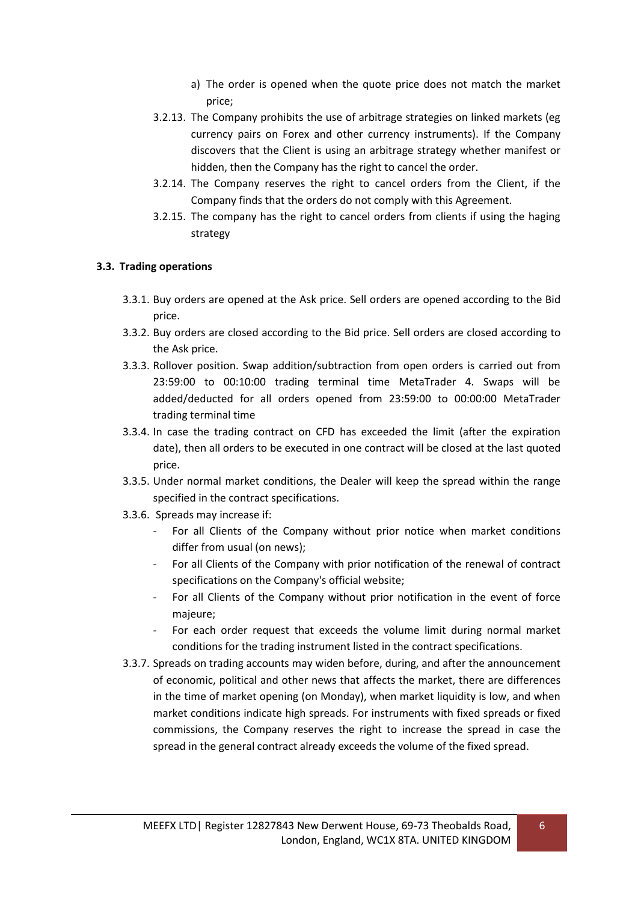a) The order is opened when the quote price does not match the market price;

3.2.13. The Company prohibits the use of arbitrage strategies on linked markets (eg currency pairs on Forex and other currency instruments). If the Company discovers that the Client is using an arbitrage strategy whether manifest or hidden, then the Company has the right to cancel the order.

3.2.14. The Company reserves the right to cancel orders from the Client, if the Company finds that the orders do not comply with this Agreement.

3.2.15. The company has the right to cancel orders from clients if using the haging strategy

### 3.3. Trading operations

3.3.1. Buy orders are opened at the Ask price. Sell orders are opened according to the Bid price.

3.3.2. Buy orders are closed according to the Bid price. Sell orders are closed according to the Ask price.

3.3.3. Rollover position. Swap addition/subtraction from open orders is carried out from 23:59:00 to 00:10:00 trading terminal time MetaTrader 4. Swaps will be added/deducted for all orders opened from 23:59:00 to 00:00:00 MetaTrader trading terminal time

3.3.4. In case the trading contract on CFD has exceeded the limit (after the expiration date), then all orders to be executed in one contract will be closed at the last quoted price.

3.3.5. Under normal market conditions, the Dealer will keep the spread within the range specified in the contract specifications.

3.3.6. Spreads may increase if:

- For all Clients of the Company without prior notice when market conditions differ from usual (on news);
- For all Clients of the Company with prior notification of the renewal of contract specifications on the Company's official website;
- For all Clients of the Company without prior notification in the event of force majeure;
- For each order request that exceeds the volume limit during normal market conditions for the trading instrument listed in the contract specifications.

3.3.7. Spreads on trading accounts may widen before, during, and after the announcement of economic, political and other news that affects the market, there are differences in the time of market opening (on Monday), when market liquidity is low, and when market conditions indicate high spreads. For instruments with fixed spreads or fixed commissions, the Company reserves the right to increase the spread in case the spread in the general contract already exceeds the volume of the fixed spread.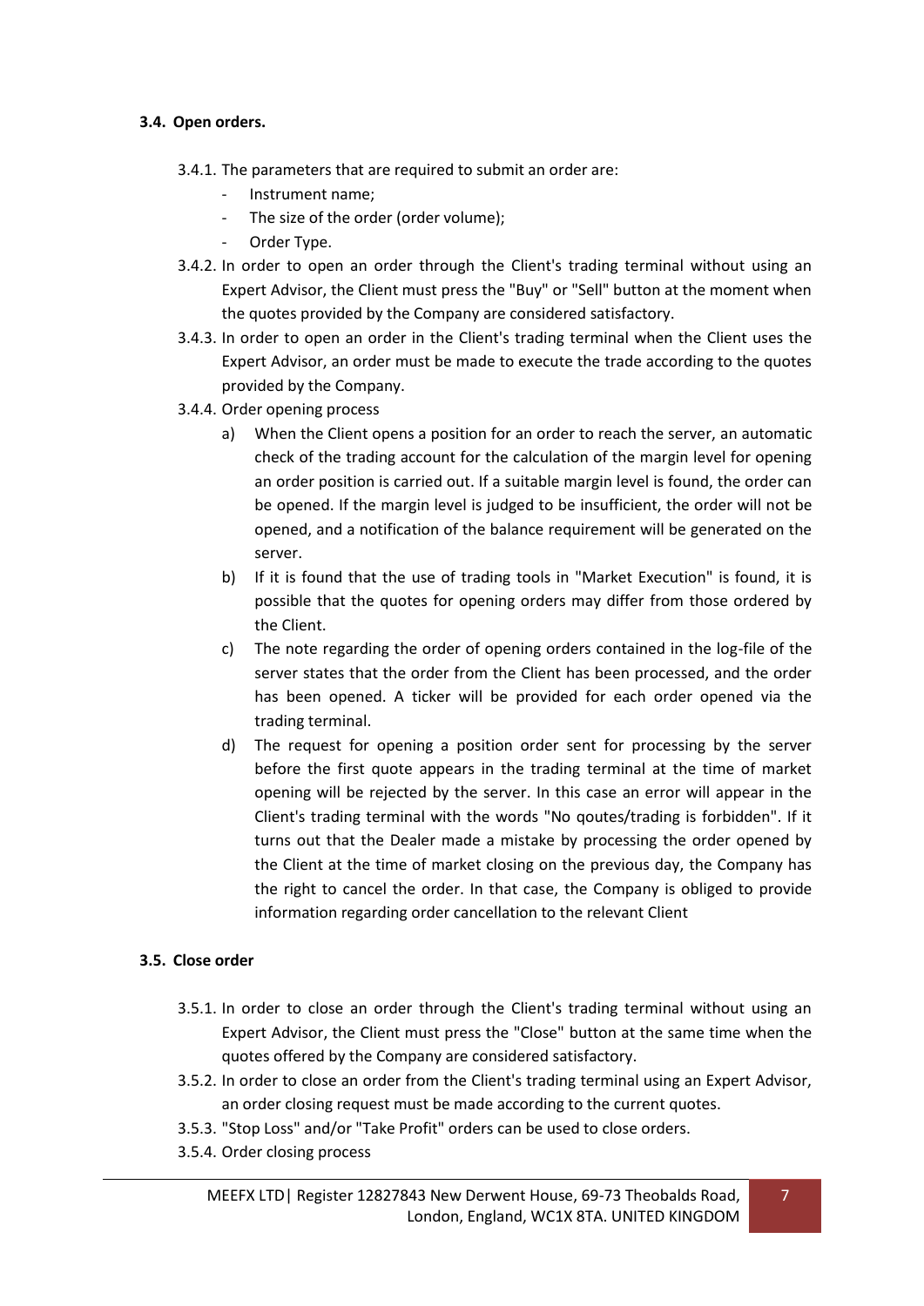### 3.4. Open orders.

3.4.1. The parameters that are required to submit an order are:

- Instrument name;
- The size of the order (order volume);
- Order Type.

3.4.2. In order to open an order through the Client's trading terminal without using an Expert Advisor, the Client must press the "Buy" or "Sell" button at the moment when the quotes provided by the Company are considered satisfactory.

3.4.3. In order to open an order in the Client's trading terminal when the Client uses the Expert Advisor, an order must be made to execute the trade according to the quotes provided by the Company.

3.4.4. Order opening process

a) When the Client opens a position for an order to reach the server, an automatic check of the trading account for the calculation of the margin level for opening an order position is carried out. If a suitable margin level is found, the order can be opened. If the margin level is judged to be insufficient, the order will not be opened, and a notification of the balance requirement will be generated on the server.

b) If it is found that the use of trading tools in "Market Execution" is found, it is possible that the quotes for opening orders may differ from those ordered by the Client.

c) The note regarding the order of opening orders contained in the log-file of the server states that the order from the Client has been processed, and the order has been opened. A ticker will be provided for each order opened via the trading terminal.

d) The request for opening a position order sent for processing by the server before the first quote appears in the trading terminal at the time of market opening will be rejected by the server. In this case an error will appear in the Client's trading terminal with the words "No qoutes/trading is forbidden". If it turns out that the Dealer made a mistake by processing the order opened by the Client at the time of market closing on the previous day, the Company has the right to cancel the order. In that case, the Company is obliged to provide information regarding order cancellation to the relevant Client

### 3.5. Close order

3.5.1. In order to close an order through the Client's trading terminal without using an Expert Advisor, the Client must press the "Close" button at the same time when the quotes offered by the Company are considered satisfactory.

3.5.2. In order to close an order from the Client's trading terminal using an Expert Advisor, an order closing request must be made according to the current quotes.

3.5.3. "Stop Loss" and/or "Take Profit" orders can be used to close orders.

3.5.4. Order closing process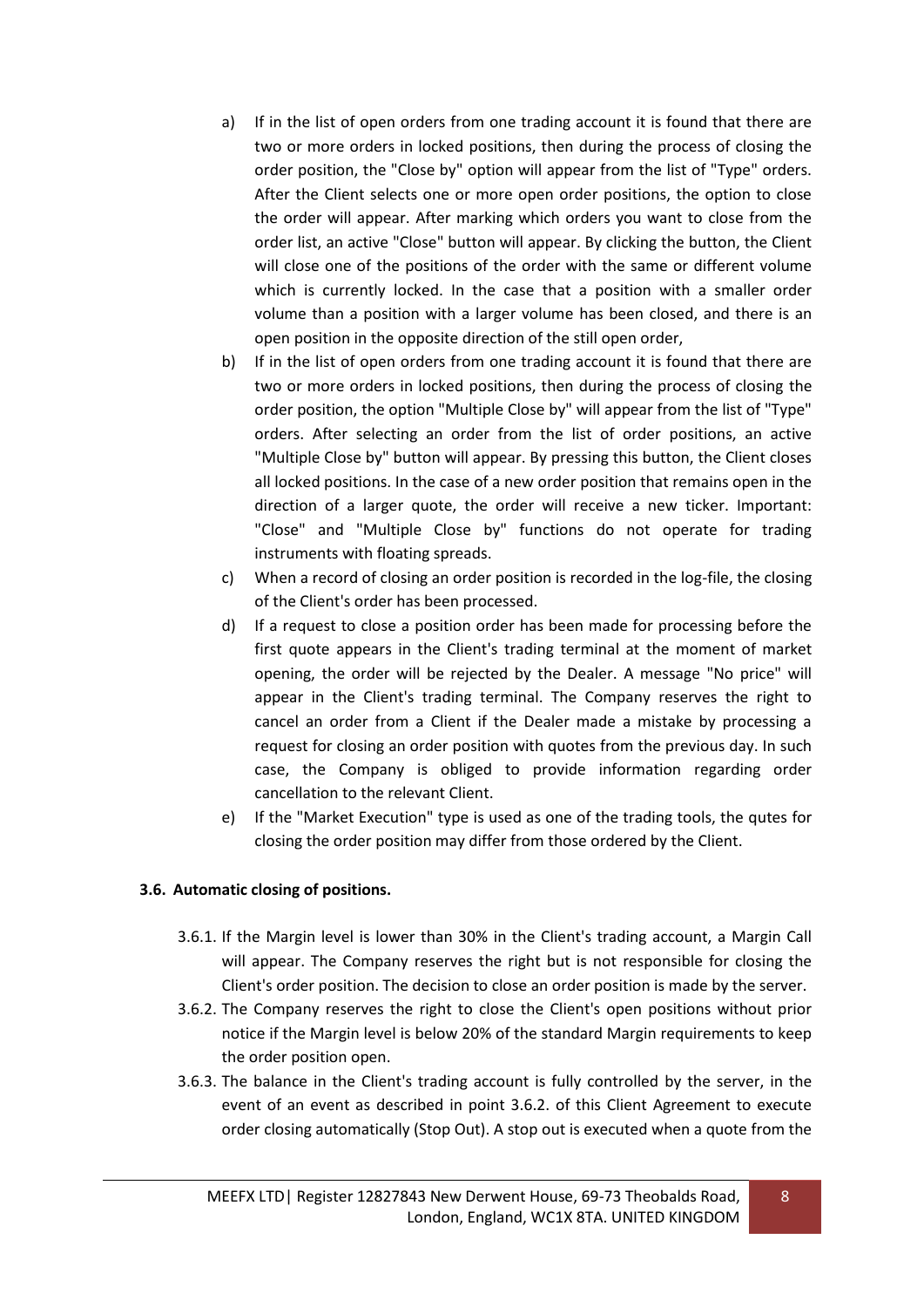a) If in the list of open orders from one trading account it is found that there are two or more orders in locked positions, then during the process of closing the order position, the "Close by" option will appear from the list of "Type" orders. After the Client selects one or more open order positions, the option to close the order will appear. After marking which orders you want to close from the order list, an active "Close" button will appear. By clicking the button, the Client will close one of the positions of the order with the same or different volume which is currently locked. In the case that a position with a smaller order volume than a position with a larger volume has been closed, and there is an open position in the opposite direction of the still open order,

b) If in the list of open orders from one trading account it is found that there are two or more orders in locked positions, then during the process of closing the order position, the option "Multiple Close by" will appear from the list of "Type" orders. After selecting an order from the list of order positions, an active "Multiple Close by" button will appear. By pressing this button, the Client closes all locked positions. In the case of a new order position that remains open in the direction of a larger quote, the order will receive a new ticker. Important: "Close" and "Multiple Close by" functions do not operate for trading instruments with floating spreads.

c) When a record of closing an order position is recorded in the log-file, the closing of the Client's order has been processed.

d) If a request to close a position order has been made for processing before the first quote appears in the Client's trading terminal at the moment of market opening, the order will be rejected by the Dealer. A message "No price" will appear in the Client's trading terminal. The Company reserves the right to cancel an order from a Client if the Dealer made a mistake by processing a request for closing an order position with quotes from the previous day. In such case, the Company is obliged to provide information regarding order cancellation to the relevant Client.

e) If the "Market Execution" type is used as one of the trading tools, the qutes for closing the order position may differ from those ordered by the Client.

**3.6. Automatic closing of positions.**

3.6.1. If the Margin level is lower than 30% in the Client's trading account, a Margin Call will appear. The Company reserves the right but is not responsible for closing the Client's order position. The decision to close an order position is made by the server.

3.6.2. The Company reserves the right to close the Client's open positions without prior notice if the Margin level is below 20% of the standard Margin requirements to keep the order position open.

3.6.3. The balance in the Client's trading account is fully controlled by the server, in the event of an event as described in point 3.6.2. of this Client Agreement to execute order closing automatically (Stop Out). A stop out is executed when a quote from the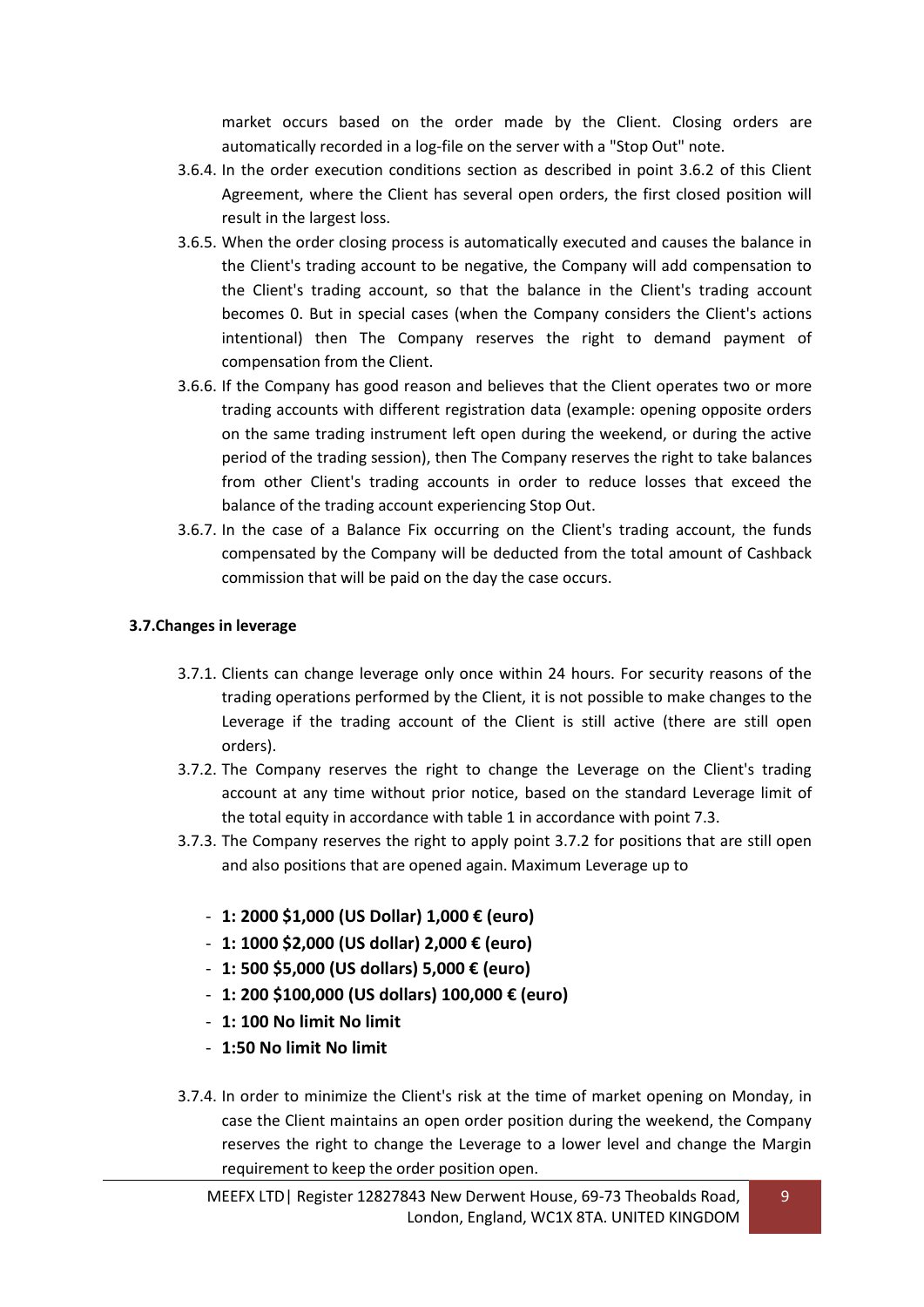market occurs based on the order made by the Client. Closing orders are automatically recorded in a log-file on the server with a "Stop Out" note.

3.6.4. In the order execution conditions section as described in point 3.6.2 of this Client Agreement, where the Client has several open orders, the first closed position will result in the largest loss.

3.6.5. When the order closing process is automatically executed and causes the balance in the Client's trading account to be negative, the Company will add compensation to the Client's trading account, so that the balance in the Client's trading account becomes 0. But in special cases (when the Company considers the Client's actions intentional) then The Company reserves the right to demand payment of compensation from the Client.

3.6.6. If the Company has good reason and believes that the Client operates two or more trading accounts with different registration data (example: opening opposite orders on the same trading instrument left open during the weekend, or during the active period of the trading session), then The Company reserves the right to take balances from other Client's trading accounts in order to reduce losses that exceed the balance of the trading account experiencing Stop Out.

3.6.7. In the case of a Balance Fix occurring on the Client's trading account, the funds compensated by the Company will be deducted from the total amount of Cashback commission that will be paid on the day the case occurs.

### 3.7.Changes in leverage

3.7.1. Clients can change leverage only once within 24 hours. For security reasons of the trading operations performed by the Client, it is not possible to make changes to the Leverage if the trading account of the Client is still active (there are still open orders).

3.7.2. The Company reserves the right to change the Leverage on the Client's trading account at any time without prior notice, based on the standard Leverage limit of the total equity in accordance with table 1 in accordance with point 7.3.

3.7.3. The Company reserves the right to apply point 3.7.2 for positions that are still open and also positions that are opened again. Maximum Leverage up to

- **1: 2000 $1,000 (US Dollar) 1,000 € (euro)**
- **1: 1000 $2,000 (US dollar) 2,000 € (euro)**
- **1: 500 $5,000 (US dollars) 5,000 € (euro)**
- **1: 200 $100,000 (US dollars) 100,000 € (euro)**
- **1: 100 No limit No limit**
- **1:50 No limit No limit**

3.7.4. In order to minimize the Client's risk at the time of market opening on Monday, in case the Client maintains an open order position during the weekend, the Company reserves the right to change the Leverage to a lower level and change the Margin requirement to keep the order position open.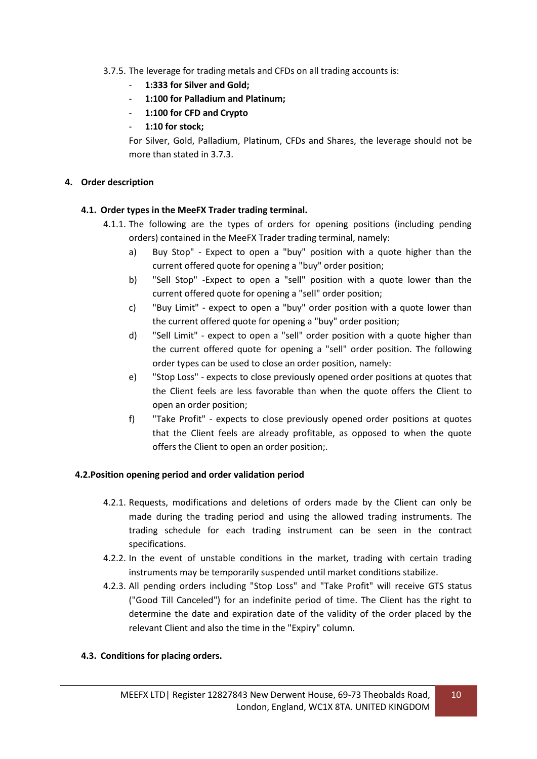3.7.5. The leverage for trading metals and CFDs on all trading accounts is:

- **1:333 for Silver and Gold;**
- **1:100 for Palladium and Platinum;**
- **1:100 for CFD and Crypto**
- **1:10 for stock;**

For Silver, Gold, Palladium, Platinum, CFDs and Shares, the leverage should not be more than stated in 3.7.3.

## 4. Order description

### 4.1. Order types in the MeeFX Trader trading terminal.

4.1.1. The following are the types of orders for opening positions (including pending orders) contained in the MeeFX Trader trading terminal, namely:

a) Buy Stop" - Expect to open a "buy" position with a quote higher than the current offered quote for opening a "buy" order position;

b) "Sell Stop" -Expect to open a "sell" position with a quote lower than the current offered quote for opening a "sell" order position;

c) "Buy Limit" - expect to open a "buy" order position with a quote lower than the current offered quote for opening a "buy" order position;

d) "Sell Limit" - expect to open a "sell" order position with a quote higher than the current offered quote for opening a "sell" order position. The following order types can be used to close an order position, namely:

e) "Stop Loss" - expects to close previously opened order positions at quotes that the Client feels are less favorable than when the quote offers the Client to open an order position;

f) "Take Profit" - expects to close previously opened order positions at quotes that the Client feels are already profitable, as opposed to when the quote offers the Client to open an order position;.

### 4.2.Position opening period and order validation period

4.2.1. Requests, modifications and deletions of orders made by the Client can only be made during the trading period and using the allowed trading instruments. The trading schedule for each trading instrument can be seen in the contract specifications.

4.2.2. In the event of unstable conditions in the market, trading with certain trading instruments may be temporarily suspended until market conditions stabilize.

4.2.3. All pending orders including "Stop Loss" and "Take Profit" will receive GTS status ("Good Till Canceled") for an indefinite period of time. The Client has the right to determine the date and expiration date of the validity of the order placed by the relevant Client and also the time in the "Expiry" column.

### 4.3. Conditions for placing orders.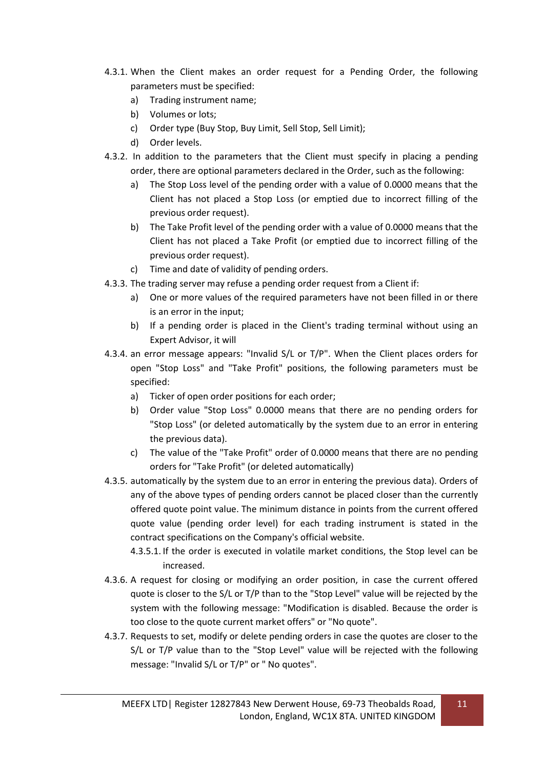- 4.3.1. When the Client makes an order request for a Pending Order, the following parameters must be specified:
  - a) Trading instrument name;
  - b) Volumes or lots;
  - c) Order type (Buy Stop, Buy Limit, Sell Stop, Sell Limit);
  - d) Order levels.
- 4.3.2. In addition to the parameters that the Client must specify in placing a pending order, there are optional parameters declared in the Order, such as the following:
  - a) The Stop Loss level of the pending order with a value of 0.0000 means that the Client has not placed a Stop Loss (or emptied due to incorrect filling of the previous order request).
  - b) The Take Profit level of the pending order with a value of 0.0000 means that the Client has not placed a Take Profit (or emptied due to incorrect filling of the previous order request).
  - c) Time and date of validity of pending orders.
- 4.3.3. The trading server may refuse a pending order request from a Client if:
  - a) One or more values of the required parameters have not been filled in or there is an error in the input;
  - b) If a pending order is placed in the Client's trading terminal without using an Expert Advisor, it will
- 4.3.4. an error message appears: "Invalid S/L or T/P". When the Client places orders for open "Stop Loss" and "Take Profit" positions, the following parameters must be specified:
  - a) Ticker of open order positions for each order;
  - b) Order value "Stop Loss" 0.0000 means that there are no pending orders for "Stop Loss" (or deleted automatically by the system due to an error in entering the previous data).
  - c) The value of the "Take Profit" order of 0.0000 means that there are no pending orders for "Take Profit" (or deleted automatically)
- 4.3.5. automatically by the system due to an error in entering the previous data). Orders of any of the above types of pending orders cannot be placed closer than the currently offered quote point value. The minimum distance in points from the current offered quote value (pending order level) for each trading instrument is stated in the contract specifications on the Company's official website.
  - 4.3.5.1. If the order is executed in volatile market conditions, the Stop level can be increased.
- 4.3.6. A request for closing or modifying an order position, in case the current offered quote is closer to the S/L or T/P than to the "Stop Level" value will be rejected by the system with the following message: "Modification is disabled. Because the order is too close to the quote current market offers" or "No quote".
- 4.3.7. Requests to set, modify or delete pending orders in case the quotes are closer to the S/L or T/P value than to the "Stop Level" value will be rejected with the following message: "Invalid S/L or T/P" or " No quotes".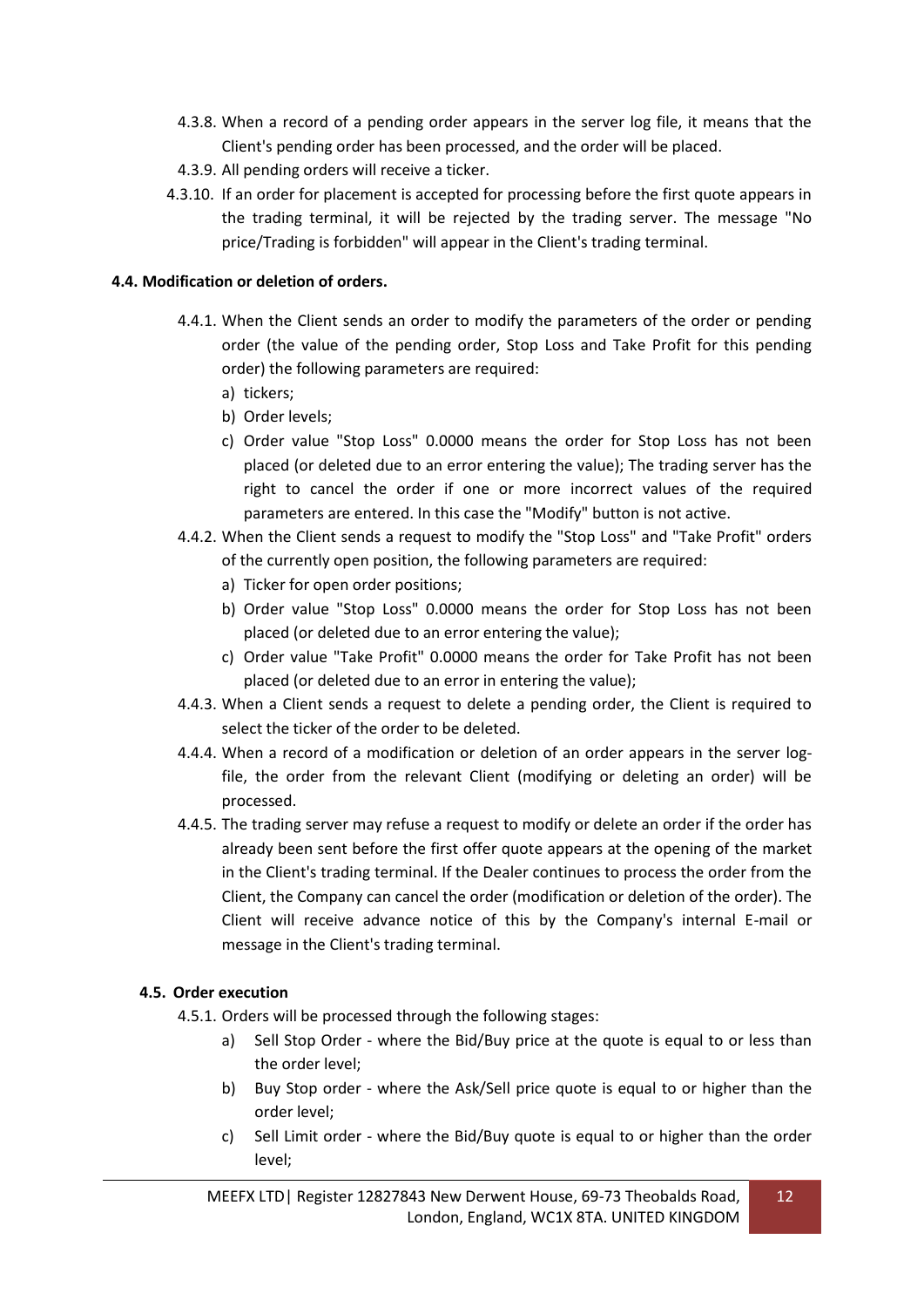4.3.8. When a record of a pending order appears in the server log file, it means that the Client's pending order has been processed, and the order will be placed.

4.3.9. All pending orders will receive a ticker.

4.3.10. If an order for placement is accepted for processing before the first quote appears in the trading terminal, it will be rejected by the trading server. The message "No price/Trading is forbidden" will appear in the Client's trading terminal.

**4.4. Modification or deletion of orders.**

4.4.1. When the Client sends an order to modify the parameters of the order or pending order (the value of the pending order, Stop Loss and Take Profit for this pending order) the following parameters are required:

a) tickers;

b) Order levels;

c) Order value "Stop Loss" 0.0000 means the order for Stop Loss has not been placed (or deleted due to an error entering the value); The trading server has the right to cancel the order if one or more incorrect values of the required parameters are entered. In this case the "Modify" button is not active.

4.4.2. When the Client sends a request to modify the "Stop Loss" and "Take Profit" orders of the currently open position, the following parameters are required:

a) Ticker for open order positions;

b) Order value "Stop Loss" 0.0000 means the order for Stop Loss has not been placed (or deleted due to an error entering the value);

c) Order value "Take Profit" 0.0000 means the order for Take Profit has not been placed (or deleted due to an error in entering the value);

4.4.3. When a Client sends a request to delete a pending order, the Client is required to select the ticker of the order to be deleted.

4.4.4. When a record of a modification or deletion of an order appears in the server log-file, the order from the relevant Client (modifying or deleting an order) will be processed.

4.4.5. The trading server may refuse a request to modify or delete an order if the order has already been sent before the first offer quote appears at the opening of the market in the Client's trading terminal. If the Dealer continues to process the order from the Client, the Company can cancel the order (modification or deletion of the order). The Client will receive advance notice of this by the Company's internal E-mail or message in the Client's trading terminal.

**4.5. Order execution**

4.5.1. Orders will be processed through the following stages:

a) Sell Stop Order - where the Bid/Buy price at the quote is equal to or less than the order level;

b) Buy Stop order - where the Ask/Sell price quote is equal to or higher than the order level;

c) Sell Limit order - where the Bid/Buy quote is equal to or higher than the order level;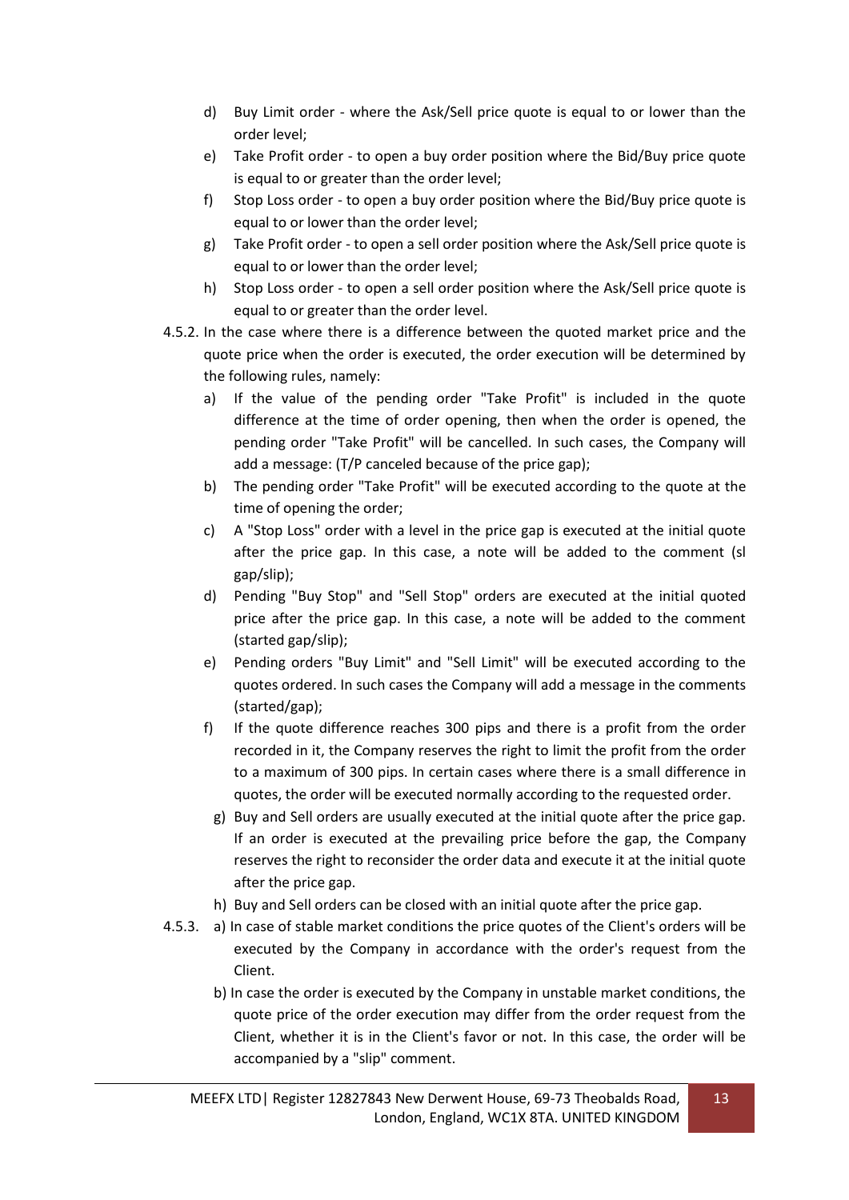d) Buy Limit order - where the Ask/Sell price quote is equal to or lower than the order level;

e) Take Profit order - to open a buy order position where the Bid/Buy price quote is equal to or greater than the order level;

f) Stop Loss order - to open a buy order position where the Bid/Buy price quote is equal to or lower than the order level;

g) Take Profit order - to open a sell order position where the Ask/Sell price quote is equal to or lower than the order level;

h) Stop Loss order - to open a sell order position where the Ask/Sell price quote is equal to or greater than the order level.

4.5.2. In the case where there is a difference between the quoted market price and the quote price when the order is executed, the order execution will be determined by the following rules, namely:

a) If the value of the pending order "Take Profit" is included in the quote difference at the time of order opening, then when the order is opened, the pending order "Take Profit" will be cancelled. In such cases, the Company will add a message: (T/P canceled because of the price gap);

b) The pending order "Take Profit" will be executed according to the quote at the time of opening the order;

c) A "Stop Loss" order with a level in the price gap is executed at the initial quote after the price gap. In this case, a note will be added to the comment (sl gap/slip);

d) Pending "Buy Stop" and "Sell Stop" orders are executed at the initial quoted price after the price gap. In this case, a note will be added to the comment (started gap/slip);

e) Pending orders "Buy Limit" and "Sell Limit" will be executed according to the quotes ordered. In such cases the Company will add a message in the comments (started/gap);

f) If the quote difference reaches 300 pips and there is a profit from the order recorded in it, the Company reserves the right to limit the profit from the order to a maximum of 300 pips. In certain cases where there is a small difference in quotes, the order will be executed normally according to the requested order.

g) Buy and Sell orders are usually executed at the initial quote after the price gap. If an order is executed at the prevailing price before the gap, the Company reserves the right to reconsider the order data and execute it at the initial quote after the price gap.

h) Buy and Sell orders can be closed with an initial quote after the price gap.

4.5.3. a) In case of stable market conditions the price quotes of the Client's orders will be executed by the Company in accordance with the order's request from the Client.

b) In case the order is executed by the Company in unstable market conditions, the quote price of the order execution may differ from the order request from the Client, whether it is in the Client's favor or not. In this case, the order will be accompanied by a "slip" comment.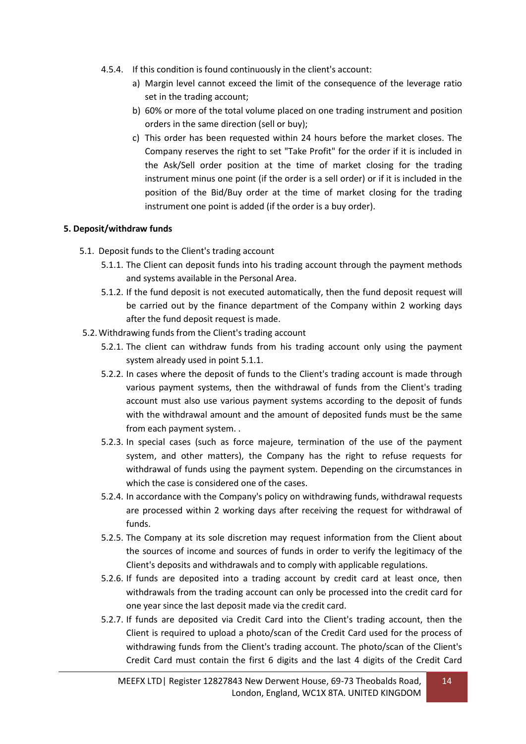4.5.4. If this condition is found continuously in the client's account:

a) Margin level cannot exceed the limit of the consequence of the leverage ratio set in the trading account;

b) 60% or more of the total volume placed on one trading instrument and position orders in the same direction (sell or buy);

c) This order has been requested within 24 hours before the market closes. The Company reserves the right to set "Take Profit" for the order if it is included in the Ask/Sell order position at the time of market closing for the trading instrument minus one point (if the order is a sell order) or if it is included in the position of the Bid/Buy order at the time of market closing for the trading instrument one point is added (if the order is a buy order).

**5. Deposit/withdraw funds**

5.1. Deposit funds to the Client's trading account

5.1.1. The Client can deposit funds into his trading account through the payment methods and systems available in the Personal Area.

5.1.2. If the fund deposit is not executed automatically, then the fund deposit request will be carried out by the finance department of the Company within 2 working days after the fund deposit request is made.

5.2. Withdrawing funds from the Client's trading account

5.2.1. The client can withdraw funds from his trading account only using the payment system already used in point 5.1.1.

5.2.2. In cases where the deposit of funds to the Client's trading account is made through various payment systems, then the withdrawal of funds from the Client's trading account must also use various payment systems according to the deposit of funds with the withdrawal amount and the amount of deposited funds must be the same from each payment system. .

5.2.3. In special cases (such as force majeure, termination of the use of the payment system, and other matters), the Company has the right to refuse requests for withdrawal of funds using the payment system. Depending on the circumstances in which the case is considered one of the cases.

5.2.4. In accordance with the Company's policy on withdrawing funds, withdrawal requests are processed within 2 working days after receiving the request for withdrawal of funds.

5.2.5. The Company at its sole discretion may request information from the Client about the sources of income and sources of funds in order to verify the legitimacy of the Client's deposits and withdrawals and to comply with applicable regulations.

5.2.6. If funds are deposited into a trading account by credit card at least once, then withdrawals from the trading account can only be processed into the credit card for one year since the last deposit made via the credit card.

5.2.7. If funds are deposited via Credit Card into the Client's trading account, then the Client is required to upload a photo/scan of the Credit Card used for the process of withdrawing funds from the Client's trading account. The photo/scan of the Client's Credit Card must contain the first 6 digits and the last 4 digits of the Credit Card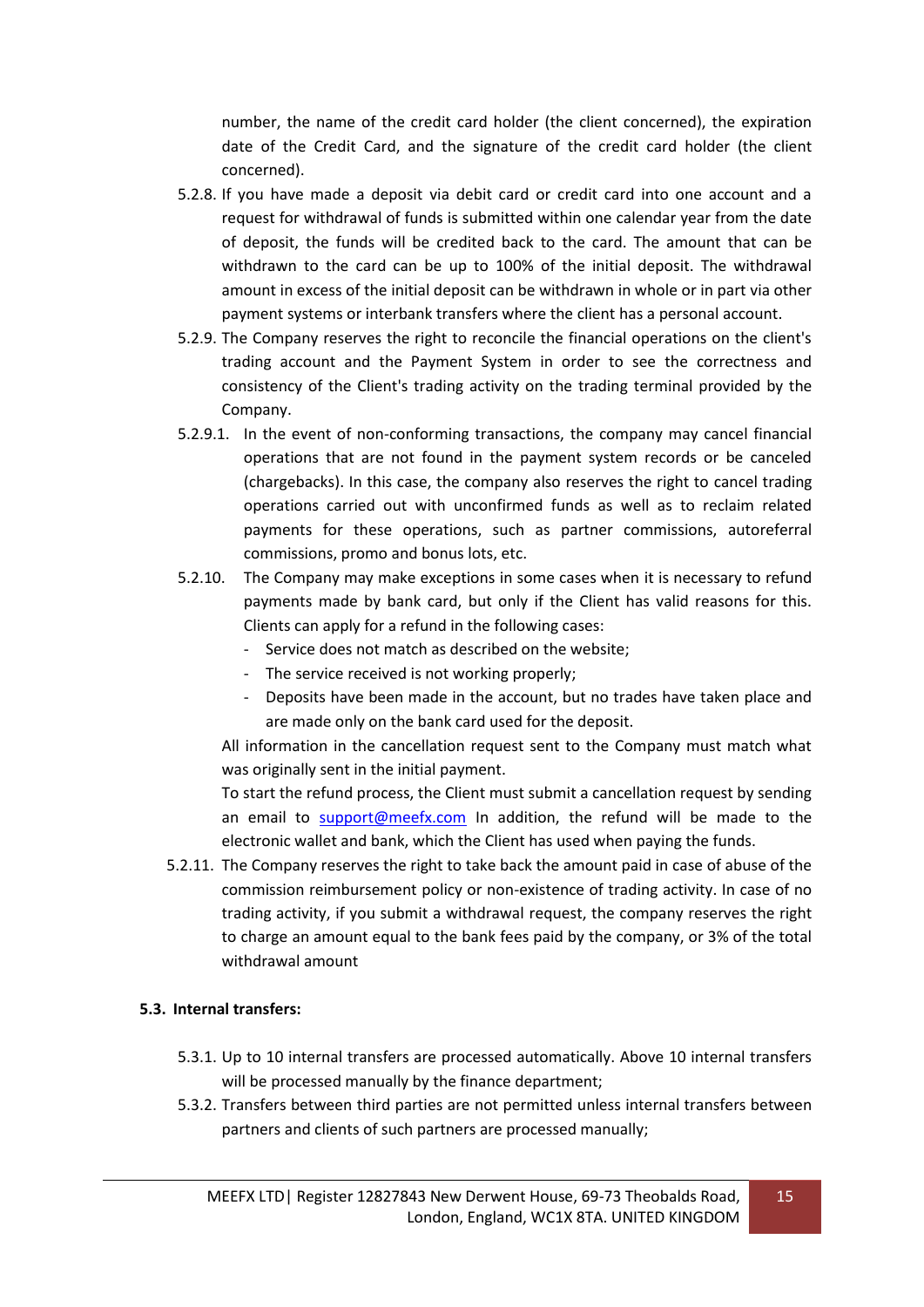number, the name of the credit card holder (the client concerned), the expiration date of the Credit Card, and the signature of the credit card holder (the client concerned).

5.2.8. If you have made a deposit via debit card or credit card into one account and a request for withdrawal of funds is submitted within one calendar year from the date of deposit, the funds will be credited back to the card. The amount that can be withdrawn to the card can be up to 100% of the initial deposit. The withdrawal amount in excess of the initial deposit can be withdrawn in whole or in part via other payment systems or interbank transfers where the client has a personal account.

5.2.9. The Company reserves the right to reconcile the financial operations on the client's trading account and the Payment System in order to see the correctness and consistency of the Client's trading activity on the trading terminal provided by the Company.

5.2.9.1. In the event of non-conforming transactions, the company may cancel financial operations that are not found in the payment system records or be canceled (chargebacks). In this case, the company also reserves the right to cancel trading operations carried out with unconfirmed funds as well as to reclaim related payments for these operations, such as partner commissions, autoreferral commissions, promo and bonus lots, etc.

5.2.10. The Company may make exceptions in some cases when it is necessary to refund payments made by bank card, but only if the Client has valid reasons for this. Clients can apply for a refund in the following cases:

- Service does not match as described on the website;
- The service received is not working properly;
- Deposits have been made in the account, but no trades have taken place and are made only on the bank card used for the deposit.

All information in the cancellation request sent to the Company must match what was originally sent in the initial payment.

To start the refund process, the Client must submit a cancellation request by sending an email to support@meefx.com In addition, the refund will be made to the electronic wallet and bank, which the Client has used when paying the funds.

5.2.11. The Company reserves the right to take back the amount paid in case of abuse of the commission reimbursement policy or non-existence of trading activity. In case of no trading activity, if you submit a withdrawal request, the company reserves the right to charge an amount equal to the bank fees paid by the company, or 3% of the total withdrawal amount

**5.3. Internal transfers:**

5.3.1. Up to 10 internal transfers are processed automatically. Above 10 internal transfers will be processed manually by the finance department;

5.3.2. Transfers between third parties are not permitted unless internal transfers between partners and clients of such partners are processed manually;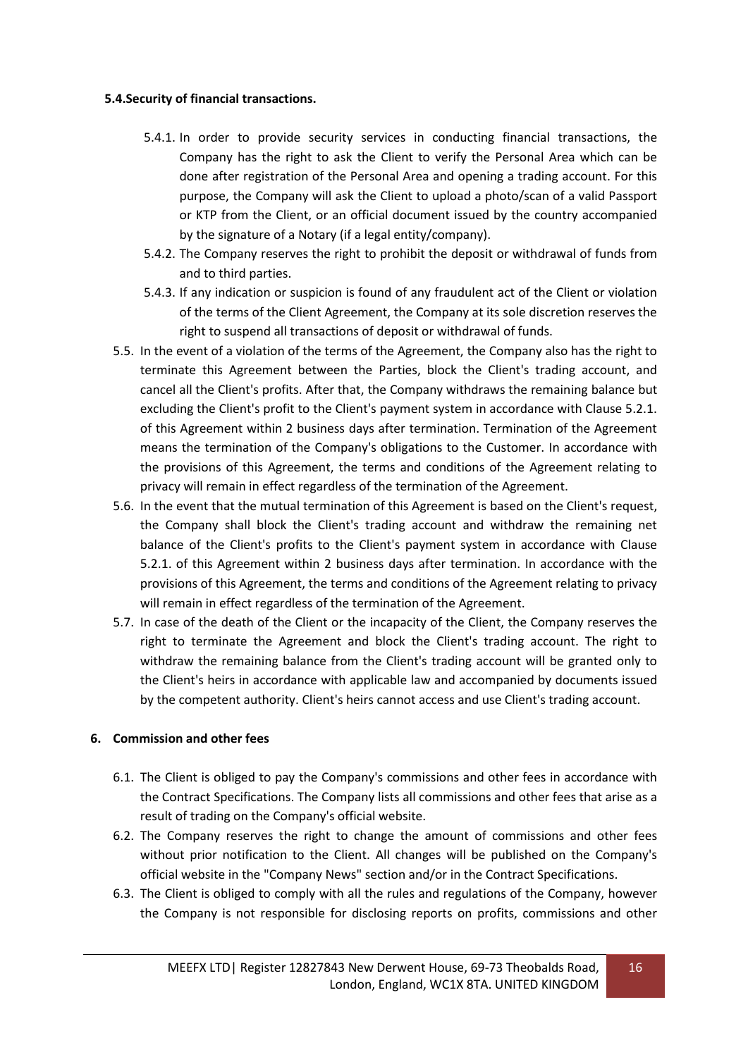### 5.4. Security of financial transactions.

- 5.4.1. In order to provide security services in conducting financial transactions, the Company has the right to ask the Client to verify the Personal Area which can be done after registration of the Personal Area and opening a trading account. For this purpose, the Company will ask the Client to upload a photo/scan of a valid Passport or KTP from the Client, or an official document issued by the country accompanied by the signature of a Notary (if a legal entity/company).
- 5.4.2. The Company reserves the right to prohibit the deposit or withdrawal of funds from and to third parties.
- 5.4.3. If any indication or suspicion is found of any fraudulent act of the Client or violation of the terms of the Client Agreement, the Company at its sole discretion reserves the right to suspend all transactions of deposit or withdrawal of funds.

5.5. In the event of a violation of the terms of the Agreement, the Company also has the right to terminate this Agreement between the Parties, block the Client's trading account, and cancel all the Client's profits. After that, the Company withdraws the remaining balance but excluding the Client's profit to the Client's payment system in accordance with Clause 5.2.1. of this Agreement within 2 business days after termination. Termination of the Agreement means the termination of the Company's obligations to the Customer. In accordance with the provisions of this Agreement, the terms and conditions of the Agreement relating to privacy will remain in effect regardless of the termination of the Agreement.

5.6. In the event that the mutual termination of this Agreement is based on the Client's request, the Company shall block the Client's trading account and withdraw the remaining net balance of the Client's profits to the Client's payment system in accordance with Clause 5.2.1. of this Agreement within 2 business days after termination. In accordance with the provisions of this Agreement, the terms and conditions of the Agreement relating to privacy will remain in effect regardless of the termination of the Agreement.

5.7. In case of the death of the Client or the incapacity of the Client, the Company reserves the right to terminate the Agreement and block the Client's trading account. The right to withdraw the remaining balance from the Client's trading account will be granted only to the Client's heirs in accordance with applicable law and accompanied by documents issued by the competent authority. Client's heirs cannot access and use Client's trading account.

## 6. Commission and other fees

6.1. The Client is obliged to pay the Company's commissions and other fees in accordance with the Contract Specifications. The Company lists all commissions and other fees that arise as a result of trading on the Company's official website.

6.2. The Company reserves the right to change the amount of commissions and other fees without prior notification to the Client. All changes will be published on the Company's official website in the "Company News" section and/or in the Contract Specifications.

6.3. The Client is obliged to comply with all the rules and regulations of the Company, however the Company is not responsible for disclosing reports on profits, commissions and other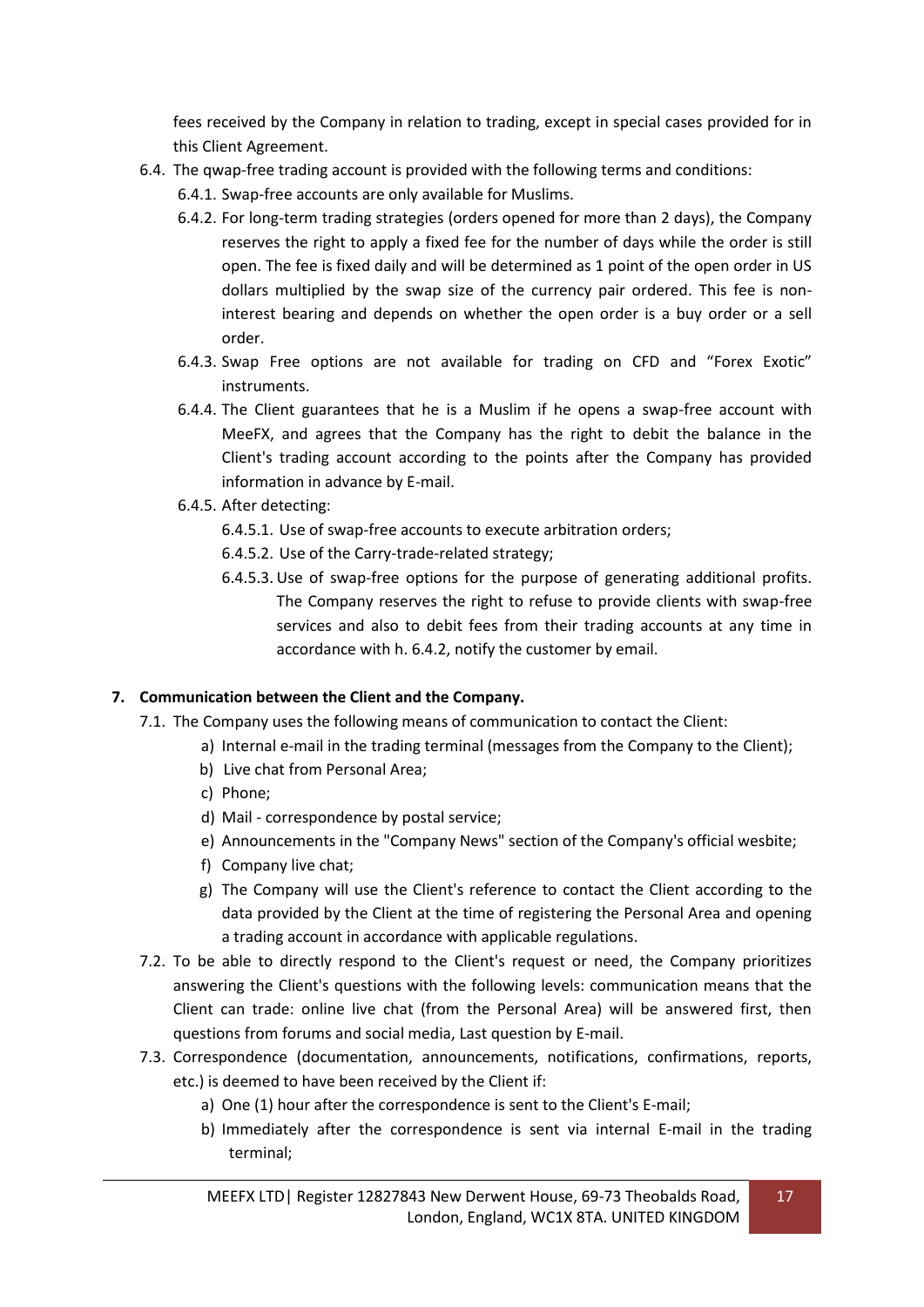fees received by the Company in relation to trading, except in special cases provided for in this Client Agreement.

6.4. The qwap-free trading account is provided with the following terms and conditions:

6.4.1. Swap-free accounts are only available for Muslims.

6.4.2. For long-term trading strategies (orders opened for more than 2 days), the Company reserves the right to apply a fixed fee for the number of days while the order is still open. The fee is fixed daily and will be determined as 1 point of the open order in US dollars multiplied by the swap size of the currency pair ordered. This fee is non-interest bearing and depends on whether the open order is a buy order or a sell order.

6.4.3. Swap Free options are not available for trading on CFD and "Forex Exotic" instruments.

6.4.4. The Client guarantees that he is a Muslim if he opens a swap-free account with MeeFX, and agrees that the Company has the right to debit the balance in the Client's trading account according to the points after the Company has provided information in advance by E-mail.

6.4.5. After detecting:

6.4.5.1. Use of swap-free accounts to execute arbitration orders;

6.4.5.2. Use of the Carry-trade-related strategy;

6.4.5.3. Use of swap-free options for the purpose of generating additional profits. The Company reserves the right to refuse to provide clients with swap-free services and also to debit fees from their trading accounts at any time in accordance with h. 6.4.2, notify the customer by email.

## 7. Communication between the Client and the Company.

7.1. The Company uses the following means of communication to contact the Client:

a) Internal e-mail in the trading terminal (messages from the Company to the Client);
b) Live chat from Personal Area;
c) Phone;
d) Mail - correspondence by postal service;
e) Announcements in the "Company News" section of the Company's official wesbite;
f) Company live chat;
g) The Company will use the Client's reference to contact the Client according to the data provided by the Client at the time of registering the Personal Area and opening a trading account in accordance with applicable regulations.

7.2. To be able to directly respond to the Client's request or need, the Company prioritizes answering the Client's questions with the following levels: communication means that the Client can trade: online live chat (from the Personal Area) will be answered first, then questions from forums and social media, Last question by E-mail.

7.3. Correspondence (documentation, announcements, notifications, confirmations, reports, etc.) is deemed to have been received by the Client if:

a) One (1) hour after the correspondence is sent to the Client's E-mail;
b) Immediately after the correspondence is sent via internal E-mail in the trading terminal;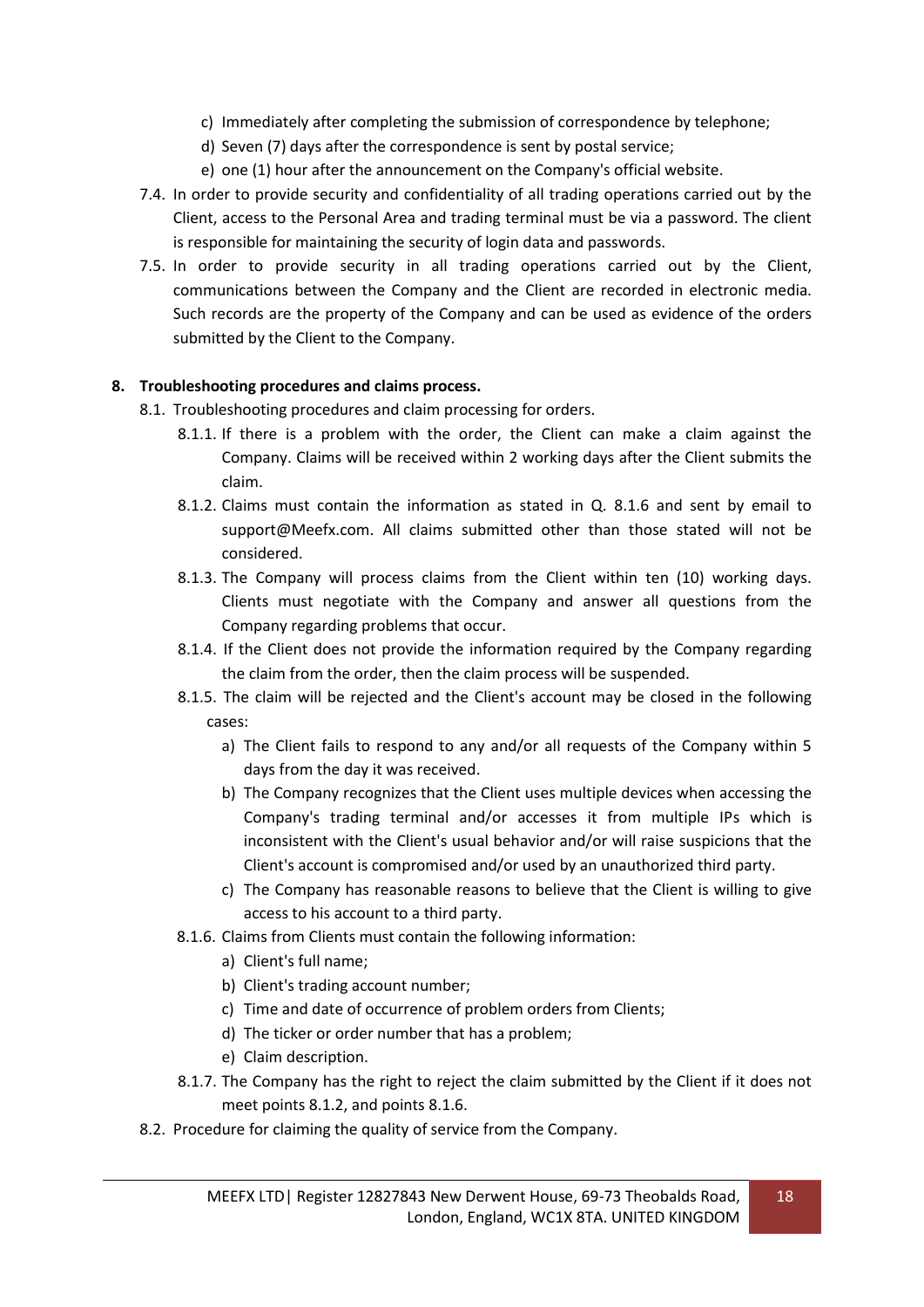c) Immediately after completing the submission of correspondence by telephone;
d) Seven (7) days after the correspondence is sent by postal service;
e) one (1) hour after the announcement on the Company's official website.

7.4. In order to provide security and confidentiality of all trading operations carried out by the Client, access to the Personal Area and trading terminal must be via a password. The client is responsible for maintaining the security of login data and passwords.

7.5. In order to provide security in all trading operations carried out by the Client, communications between the Company and the Client are recorded in electronic media. Such records are the property of the Company and can be used as evidence of the orders submitted by the Client to the Company.

## 8. Troubleshooting procedures and claims process.

8.1. Troubleshooting procedures and claim processing for orders.

8.1.1. If there is a problem with the order, the Client can make a claim against the Company. Claims will be received within 2 working days after the Client submits the claim.

8.1.2. Claims must contain the information as stated in Q. 8.1.6 and sent by email to support@Meefx.com. All claims submitted other than those stated will not be considered.

8.1.3. The Company will process claims from the Client within ten (10) working days. Clients must negotiate with the Company and answer all questions from the Company regarding problems that occur.

8.1.4. If the Client does not provide the information required by the Company regarding the claim from the order, then the claim process will be suspended.

8.1.5. The claim will be rejected and the Client's account may be closed in the following cases:

a) The Client fails to respond to any and/or all requests of the Company within 5 days from the day it was received.
b) The Company recognizes that the Client uses multiple devices when accessing the Company's trading terminal and/or accesses it from multiple IPs which is inconsistent with the Client's usual behavior and/or will raise suspicions that the Client's account is compromised and/or used by an unauthorized third party.
c) The Company has reasonable reasons to believe that the Client is willing to give access to his account to a third party.

8.1.6. Claims from Clients must contain the following information:

a) Client's full name;
b) Client's trading account number;
c) Time and date of occurrence of problem orders from Clients;
d) The ticker or order number that has a problem;
e) Claim description.

8.1.7. The Company has the right to reject the claim submitted by the Client if it does not meet points 8.1.2, and points 8.1.6.

8.2. Procedure for claiming the quality of service from the Company.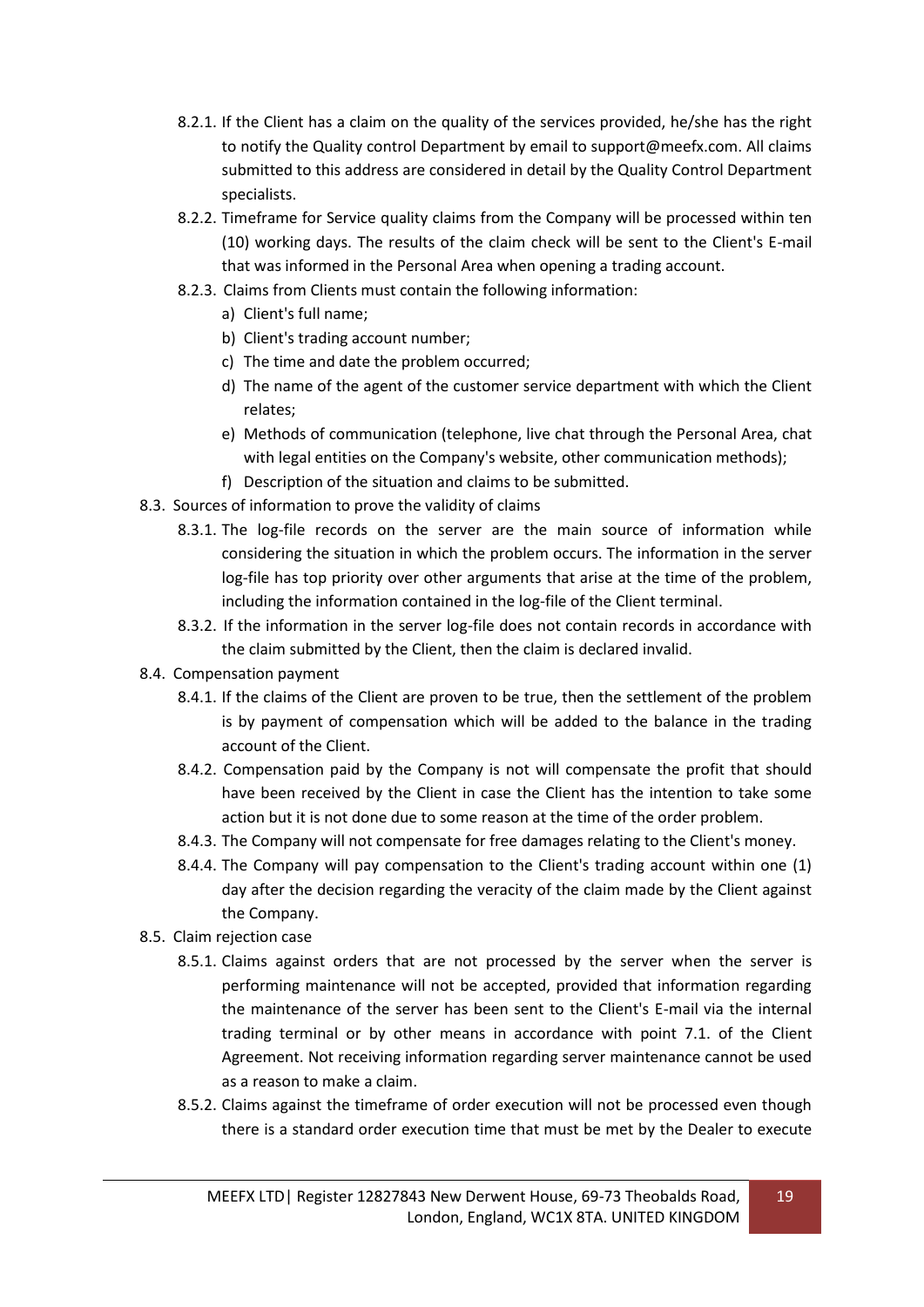8.2.1. If the Client has a claim on the quality of the services provided, he/she has the right to notify the Quality control Department by email to support@meefx.com. All claims submitted to this address are considered in detail by the Quality Control Department specialists.

8.2.2. Timeframe for Service quality claims from the Company will be processed within ten (10) working days. The results of the claim check will be sent to the Client's E-mail that was informed in the Personal Area when opening a trading account.

8.2.3. Claims from Clients must contain the following information:

a) Client's full name;

b) Client's trading account number;

c) The time and date the problem occurred;

d) The name of the agent of the customer service department with which the Client relates;

e) Methods of communication (telephone, live chat through the Personal Area, chat with legal entities on the Company's website, other communication methods);

f) Description of the situation and claims to be submitted.

8.3. Sources of information to prove the validity of claims

8.3.1. The log-file records on the server are the main source of information while considering the situation in which the problem occurs. The information in the server log-file has top priority over other arguments that arise at the time of the problem, including the information contained in the log-file of the Client terminal.

8.3.2. If the information in the server log-file does not contain records in accordance with the claim submitted by the Client, then the claim is declared invalid.

8.4. Compensation payment

8.4.1. If the claims of the Client are proven to be true, then the settlement of the problem is by payment of compensation which will be added to the balance in the trading account of the Client.

8.4.2. Compensation paid by the Company is not will compensate the profit that should have been received by the Client in case the Client has the intention to take some action but it is not done due to some reason at the time of the order problem.

8.4.3. The Company will not compensate for free damages relating to the Client's money.

8.4.4. The Company will pay compensation to the Client's trading account within one (1) day after the decision regarding the veracity of the claim made by the Client against the Company.

8.5. Claim rejection case

8.5.1. Claims against orders that are not processed by the server when the server is performing maintenance will not be accepted, provided that information regarding the maintenance of the server has been sent to the Client's E-mail via the internal trading terminal or by other means in accordance with point 7.1. of the Client Agreement. Not receiving information regarding server maintenance cannot be used as a reason to make a claim.

8.5.2. Claims against the timeframe of order execution will not be processed even though there is a standard order execution time that must be met by the Dealer to execute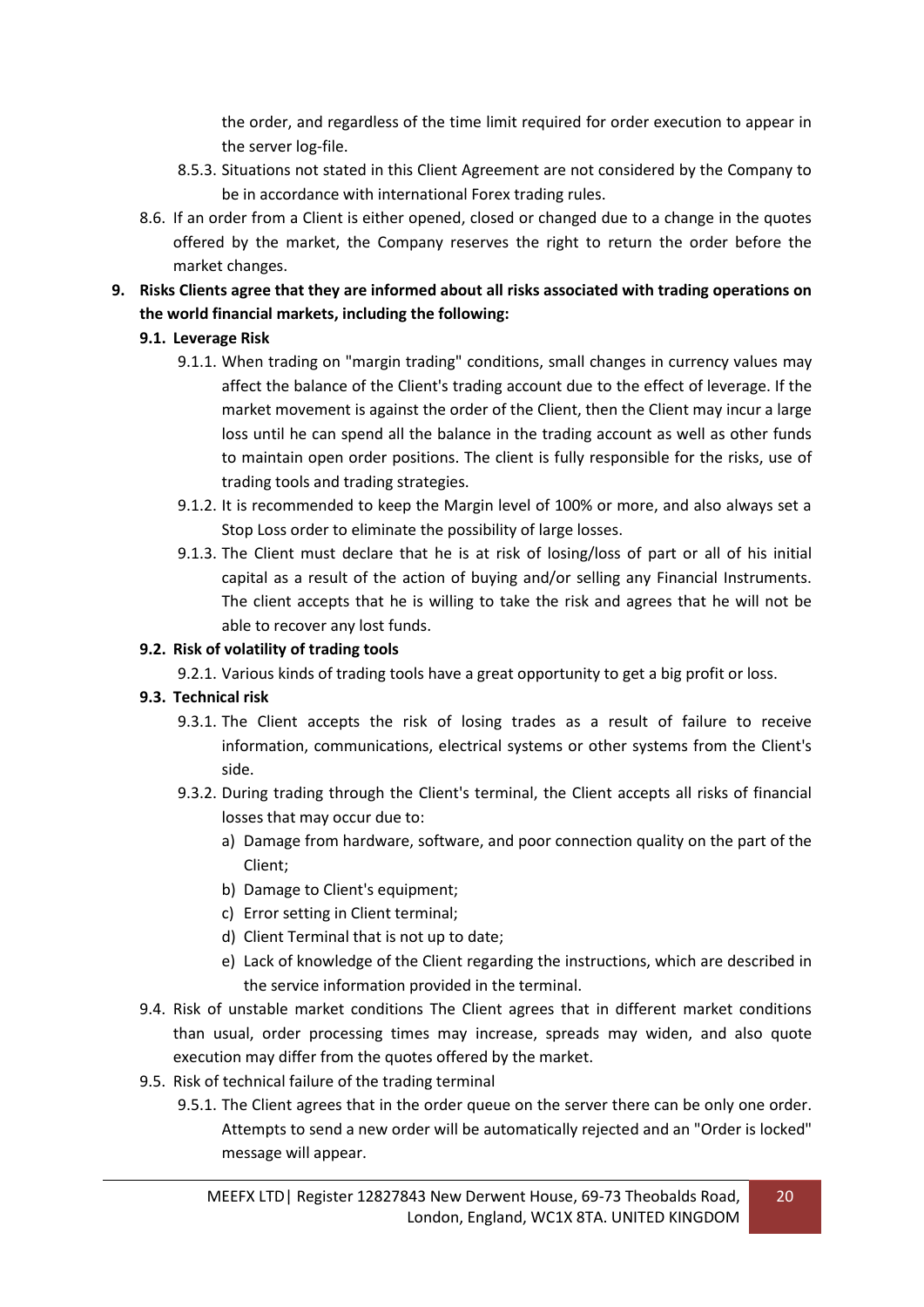the order, and regardless of the time limit required for order execution to appear in the server log-file.

8.5.3. Situations not stated in this Client Agreement are not considered by the Company to be in accordance with international Forex trading rules.

8.6. If an order from a Client is either opened, closed or changed due to a change in the quotes offered by the market, the Company reserves the right to return the order before the market changes.

**9. Risks Clients agree that they are informed about all risks associated with trading operations on the world financial markets, including the following:**

**9.1. Leverage Risk**

9.1.1. When trading on "margin trading" conditions, small changes in currency values may affect the balance of the Client's trading account due to the effect of leverage. If the market movement is against the order of the Client, then the Client may incur a large loss until he can spend all the balance in the trading account as well as other funds to maintain open order positions. The client is fully responsible for the risks, use of trading tools and trading strategies.

9.1.2. It is recommended to keep the Margin level of 100% or more, and also always set a Stop Loss order to eliminate the possibility of large losses.

9.1.3. The Client must declare that he is at risk of losing/loss of part or all of his initial capital as a result of the action of buying and/or selling any Financial Instruments. The client accepts that he is willing to take the risk and agrees that he will not be able to recover any lost funds.

**9.2. Risk of volatility of trading tools**

9.2.1. Various kinds of trading tools have a great opportunity to get a big profit or loss.

**9.3. Technical risk**

9.3.1. The Client accepts the risk of losing trades as a result of failure to receive information, communications, electrical systems or other systems from the Client's side.

9.3.2. During trading through the Client's terminal, the Client accepts all risks of financial losses that may occur due to:

a) Damage from hardware, software, and poor connection quality on the part of the Client;
b) Damage to Client's equipment;
c) Error setting in Client terminal;
d) Client Terminal that is not up to date;
e) Lack of knowledge of the Client regarding the instructions, which are described in the service information provided in the terminal.

9.4. Risk of unstable market conditions The Client agrees that in different market conditions than usual, order processing times may increase, spreads may widen, and also quote execution may differ from the quotes offered by the market.

9.5. Risk of technical failure of the trading terminal

9.5.1. The Client agrees that in the order queue on the server there can be only one order. Attempts to send a new order will be automatically rejected and an "Order is locked" message will appear.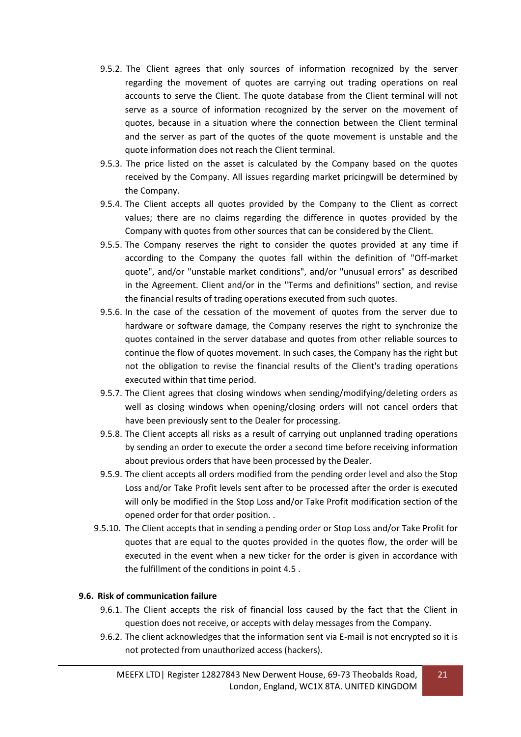- 9.5.2. The Client agrees that only sources of information recognized by the server regarding the movement of quotes are carrying out trading operations on real accounts to serve the Client. The quote database from the Client terminal will not serve as a source of information recognized by the server on the movement of quotes, because in a situation where the connection between the Client terminal and the server as part of the quotes of the quote movement is unstable and the quote information does not reach the Client terminal.
- 9.5.3. The price listed on the asset is calculated by the Company based on the quotes received by the Company. All issues regarding market pricingwill be determined by the Company.
- 9.5.4. The Client accepts all quotes provided by the Company to the Client as correct values; there are no claims regarding the difference in quotes provided by the Company with quotes from other sources that can be considered by the Client.
- 9.5.5. The Company reserves the right to consider the quotes provided at any time if according to the Company the quotes fall within the definition of "Off-market quote", and/or "unstable market conditions", and/or "unusual errors" as described in the Agreement. Client and/or in the "Terms and definitions" section, and revise the financial results of trading operations executed from such quotes.
- 9.5.6. In the case of the cessation of the movement of quotes from the server due to hardware or software damage, the Company reserves the right to synchronize the quotes contained in the server database and quotes from other reliable sources to continue the flow of quotes movement. In such cases, the Company has the right but not the obligation to revise the financial results of the Client's trading operations executed within that time period.
- 9.5.7. The Client agrees that closing windows when sending/modifying/deleting orders as well as closing windows when opening/closing orders will not cancel orders that have been previously sent to the Dealer for processing.
- 9.5.8. The Client accepts all risks as a result of carrying out unplanned trading operations by sending an order to execute the order a second time before receiving information about previous orders that have been processed by the Dealer.
- 9.5.9. The client accepts all orders modified from the pending order level and also the Stop Loss and/or Take Profit levels sent after to be processed after the order is executed will only be modified in the Stop Loss and/or Take Profit modification section of the opened order for that order position. .
- 9.5.10. The Client accepts that in sending a pending order or Stop Loss and/or Take Profit for quotes that are equal to the quotes provided in the quotes flow, the order will be executed in the event when a new ticker for the order is given in accordance with the fulfillment of the conditions in point 4.5 .

### 9.6. Risk of communication failure

- 9.6.1. The Client accepts the risk of financial loss caused by the fact that the Client in question does not receive, or accepts with delay messages from the Company.
- 9.6.2. The client acknowledges that the information sent via E-mail is not encrypted so it is not protected from unauthorized access (hackers).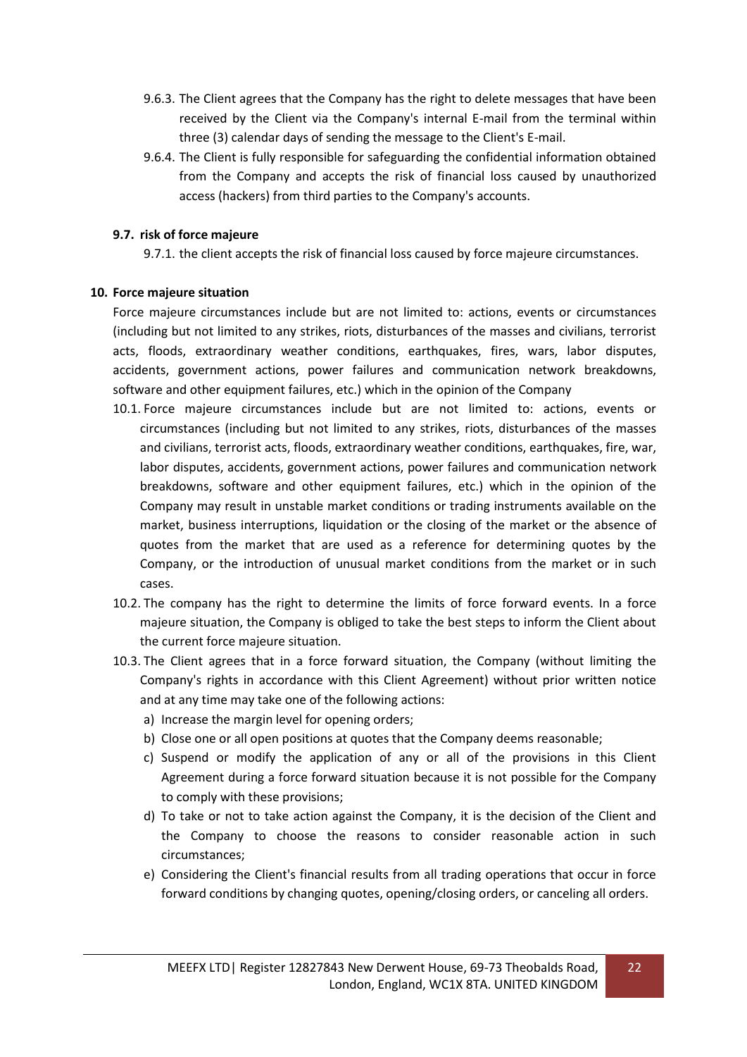9.6.3. The Client agrees that the Company has the right to delete messages that have been received by the Client via the Company's internal E-mail from the terminal within three (3) calendar days of sending the message to the Client's E-mail.

9.6.4. The Client is fully responsible for safeguarding the confidential information obtained from the Company and accepts the risk of financial loss caused by unauthorized access (hackers) from third parties to the Company's accounts.

### 9.7. risk of force majeure

9.7.1. the client accepts the risk of financial loss caused by force majeure circumstances.

## 10. Force majeure situation

Force majeure circumstances include but are not limited to: actions, events or circumstances (including but not limited to any strikes, riots, disturbances of the masses and civilians, terrorist acts, floods, extraordinary weather conditions, earthquakes, fires, wars, labor disputes, accidents, government actions, power failures and communication network breakdowns, software and other equipment failures, etc.) which in the opinion of the Company

10.1. Force majeure circumstances include but are not limited to: actions, events or circumstances (including but not limited to any strikes, riots, disturbances of the masses and civilians, terrorist acts, floods, extraordinary weather conditions, earthquakes, fire, war, labor disputes, accidents, government actions, power failures and communication network breakdowns, software and other equipment failures, etc.) which in the opinion of the Company may result in unstable market conditions or trading instruments available on the market, business interruptions, liquidation or the closing of the market or the absence of quotes from the market that are used as a reference for determining quotes by the Company, or the introduction of unusual market conditions from the market or in such cases.

10.2. The company has the right to determine the limits of force forward events. In a force majeure situation, the Company is obliged to take the best steps to inform the Client about the current force majeure situation.

10.3. The Client agrees that in a force forward situation, the Company (without limiting the Company's rights in accordance with this Client Agreement) without prior written notice and at any time may take one of the following actions:

a) Increase the margin level for opening orders;
b) Close one or all open positions at quotes that the Company deems reasonable;
c) Suspend or modify the application of any or all of the provisions in this Client Agreement during a force forward situation because it is not possible for the Company to comply with these provisions;
d) To take or not to take action against the Company, it is the decision of the Client and the Company to choose the reasons to consider reasonable action in such circumstances;
e) Considering the Client's financial results from all trading operations that occur in force forward conditions by changing quotes, opening/closing orders, or canceling all orders.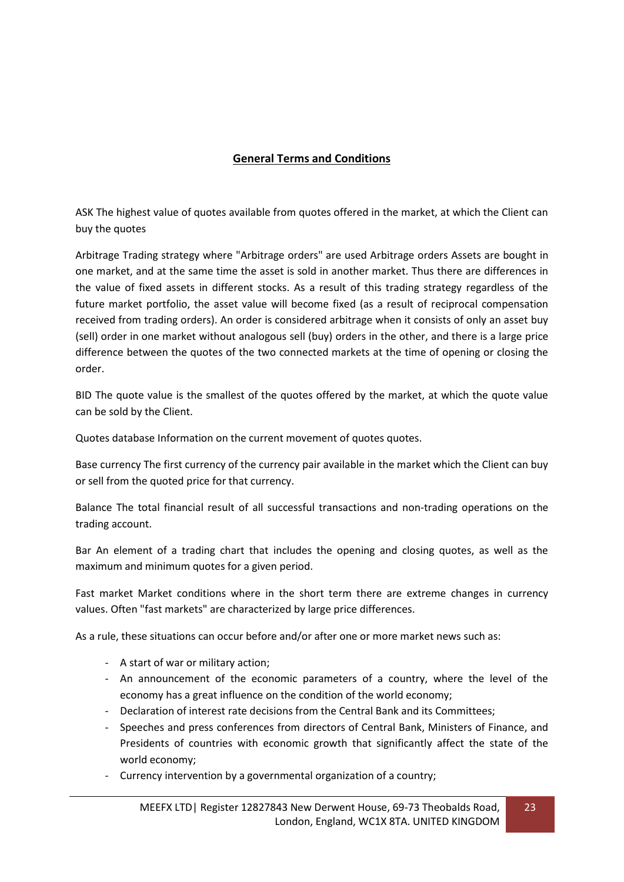## General Terms and Conditions

ASK The highest value of quotes available from quotes offered in the market, at which the Client can buy the quotes

Arbitrage Trading strategy where "Arbitrage orders" are used Arbitrage orders Assets are bought in one market, and at the same time the asset is sold in another market. Thus there are differences in the value of fixed assets in different stocks. As a result of this trading strategy regardless of the future market portfolio, the asset value will become fixed (as a result of reciprocal compensation received from trading orders). An order is considered arbitrage when it consists of only an asset buy (sell) order in one market without analogous sell (buy) orders in the other, and there is a large price difference between the quotes of the two connected markets at the time of opening or closing the order.

BID The quote value is the smallest of the quotes offered by the market, at which the quote value can be sold by the Client.

Quotes database Information on the current movement of quotes quotes.

Base currency The first currency of the currency pair available in the market which the Client can buy or sell from the quoted price for that currency.

Balance The total financial result of all successful transactions and non-trading operations on the trading account.

Bar An element of a trading chart that includes the opening and closing quotes, as well as the maximum and minimum quotes for a given period.

Fast market Market conditions where in the short term there are extreme changes in currency values. Often "fast markets" are characterized by large price differences.

As a rule, these situations can occur before and/or after one or more market news such as:

- A start of war or military action;
- An announcement of the economic parameters of a country, where the level of the economy has a great influence on the condition of the world economy;
- Declaration of interest rate decisions from the Central Bank and its Committees;
- Speeches and press conferences from directors of Central Bank, Ministers of Finance, and Presidents of countries with economic growth that significantly affect the state of the world economy;
- Currency intervention by a governmental organization of a country;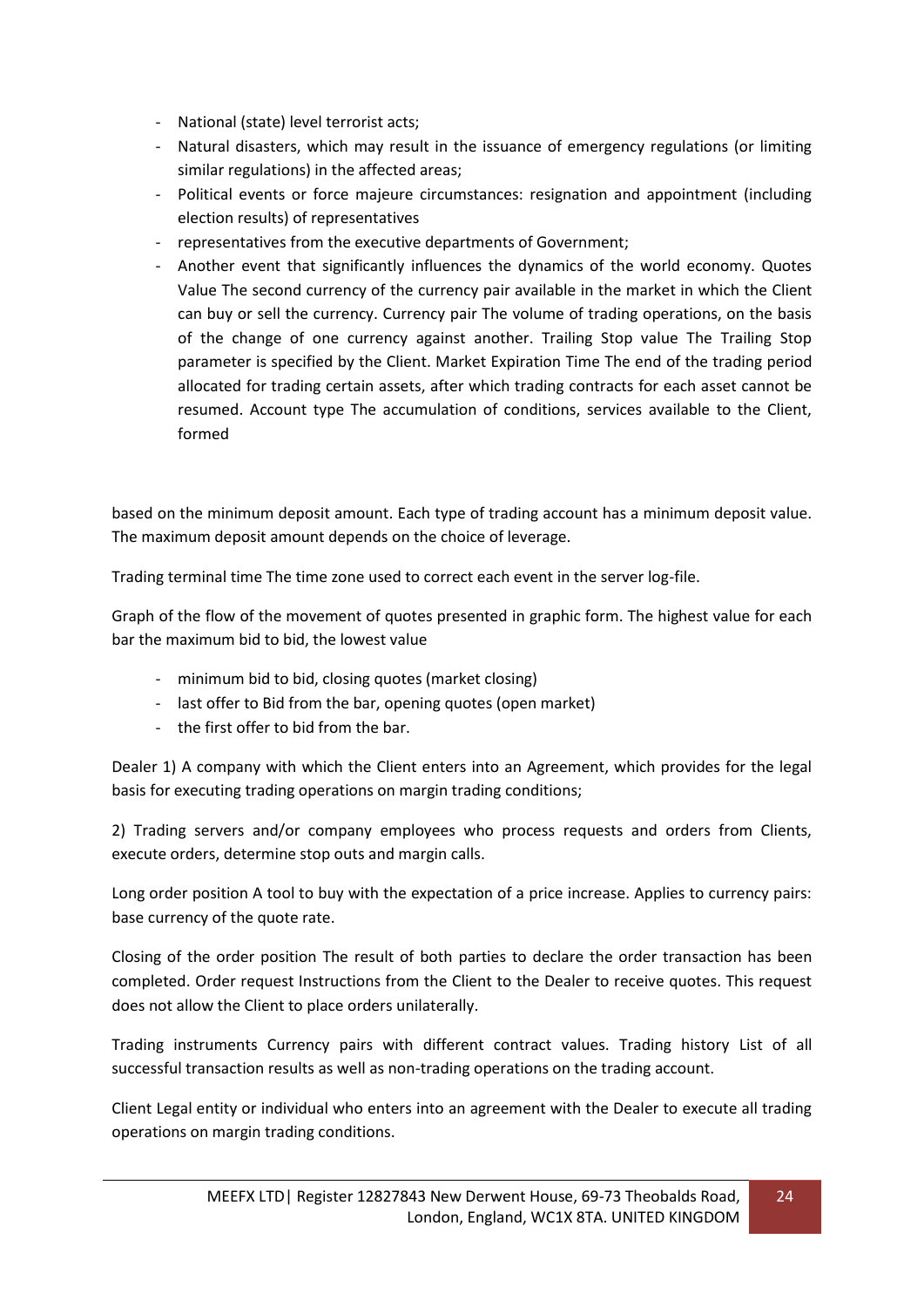- National (state) level terrorist acts;
- Natural disasters, which may result in the issuance of emergency regulations (or limiting similar regulations) in the affected areas;
- Political events or force majeure circumstances: resignation and appointment (including election results) of representatives
- representatives from the executive departments of Government;
- Another event that significantly influences the dynamics of the world economy. Quotes Value The second currency of the currency pair available in the market in which the Client can buy or sell the currency. Currency pair The volume of trading operations, on the basis of the change of one currency against another. Trailing Stop value The Trailing Stop parameter is specified by the Client. Market Expiration Time The end of the trading period allocated for trading certain assets, after which trading contracts for each asset cannot be resumed. Account type The accumulation of conditions, services available to the Client, formed

based on the minimum deposit amount. Each type of trading account has a minimum deposit value. The maximum deposit amount depends on the choice of leverage.

Trading terminal time The time zone used to correct each event in the server log-file.

Graph of the flow of the movement of quotes presented in graphic form. The highest value for each bar the maximum bid to bid, the lowest value

- minimum bid to bid, closing quotes (market closing)
- last offer to Bid from the bar, opening quotes (open market)
- the first offer to bid from the bar.

Dealer 1) A company with which the Client enters into an Agreement, which provides for the legal basis for executing trading operations on margin trading conditions;

2) Trading servers and/or company employees who process requests and orders from Clients, execute orders, determine stop outs and margin calls.

Long order position A tool to buy with the expectation of a price increase. Applies to currency pairs: base currency of the quote rate.

Closing of the order position The result of both parties to declare the order transaction has been completed. Order request Instructions from the Client to the Dealer to receive quotes. This request does not allow the Client to place orders unilaterally.

Trading instruments Currency pairs with different contract values. Trading history List of all successful transaction results as well as non-trading operations on the trading account.

Client Legal entity or individual who enters into an agreement with the Dealer to execute all trading operations on margin trading conditions.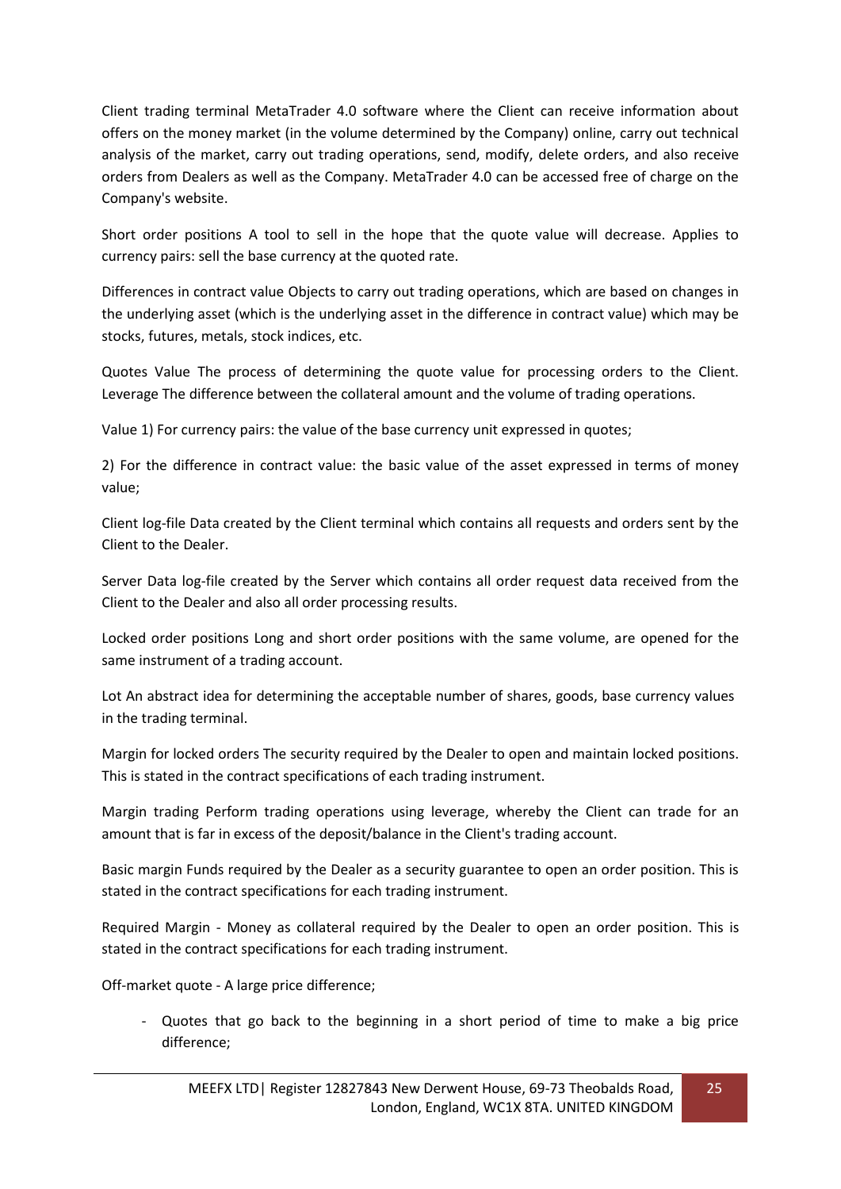Client trading terminal MetaTrader 4.0 software where the Client can receive information about offers on the money market (in the volume determined by the Company) online, carry out technical analysis of the market, carry out trading operations, send, modify, delete orders, and also receive orders from Dealers as well as the Company. MetaTrader 4.0 can be accessed free of charge on the Company's website.

Short order positions A tool to sell in the hope that the quote value will decrease. Applies to currency pairs: sell the base currency at the quoted rate.

Differences in contract value Objects to carry out trading operations, which are based on changes in the underlying asset (which is the underlying asset in the difference in contract value) which may be stocks, futures, metals, stock indices, etc.

Quotes Value The process of determining the quote value for processing orders to the Client. Leverage The difference between the collateral amount and the volume of trading operations.

Value 1) For currency pairs: the value of the base currency unit expressed in quotes;

2) For the difference in contract value: the basic value of the asset expressed in terms of money value;

Client log-file Data created by the Client terminal which contains all requests and orders sent by the Client to the Dealer.

Server Data log-file created by the Server which contains all order request data received from the Client to the Dealer and also all order processing results.

Locked order positions Long and short order positions with the same volume, are opened for the same instrument of a trading account.

Lot An abstract idea for determining the acceptable number of shares, goods, base currency values in the trading terminal.

Margin for locked orders The security required by the Dealer to open and maintain locked positions. This is stated in the contract specifications of each trading instrument.

Margin trading Perform trading operations using leverage, whereby the Client can trade for an amount that is far in excess of the deposit/balance in the Client's trading account.

Basic margin Funds required by the Dealer as a security guarantee to open an order position. This is stated in the contract specifications for each trading instrument.

Required Margin - Money as collateral required by the Dealer to open an order position. This is stated in the contract specifications for each trading instrument.

Off-market quote - A large price difference;

- Quotes that go back to the beginning in a short period of time to make a big price difference;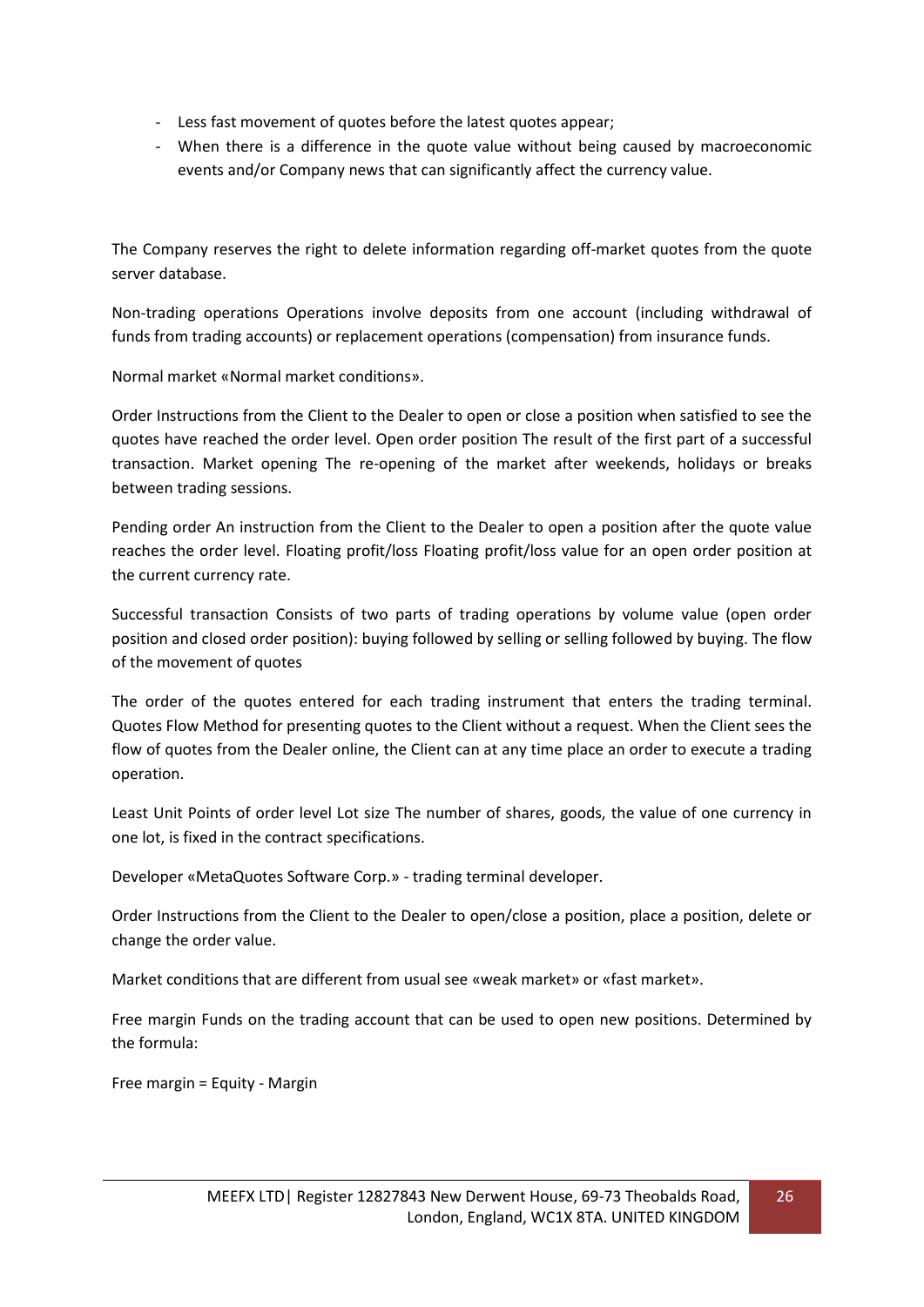- Less fast movement of quotes before the latest quotes appear;
- When there is a difference in the quote value without being caused by macroeconomic events and/or Company news that can significantly affect the currency value.

The Company reserves the right to delete information regarding off-market quotes from the quote server database.

Non-trading operations Operations involve deposits from one account (including withdrawal of funds from trading accounts) or replacement operations (compensation) from insurance funds.

Normal market «Normal market conditions».

Order Instructions from the Client to the Dealer to open or close a position when satisfied to see the quotes have reached the order level. Open order position The result of the first part of a successful transaction. Market opening The re-opening of the market after weekends, holidays or breaks between trading sessions.

Pending order An instruction from the Client to the Dealer to open a position after the quote value reaches the order level. Floating profit/loss Floating profit/loss value for an open order position at the current currency rate.

Successful transaction Consists of two parts of trading operations by volume value (open order position and closed order position): buying followed by selling or selling followed by buying. The flow of the movement of quotes

The order of the quotes entered for each trading instrument that enters the trading terminal. Quotes Flow Method for presenting quotes to the Client without a request. When the Client sees the flow of quotes from the Dealer online, the Client can at any time place an order to execute a trading operation.

Least Unit Points of order level Lot size The number of shares, goods, the value of one currency in one lot, is fixed in the contract specifications.

Developer «MetaQuotes Software Corp.» - trading terminal developer.

Order Instructions from the Client to the Dealer to open/close a position, place a position, delete or change the order value.

Market conditions that are different from usual see «weak market» or «fast market».

Free margin Funds on the trading account that can be used to open new positions. Determined by the formula:

Free margin = Equity - Margin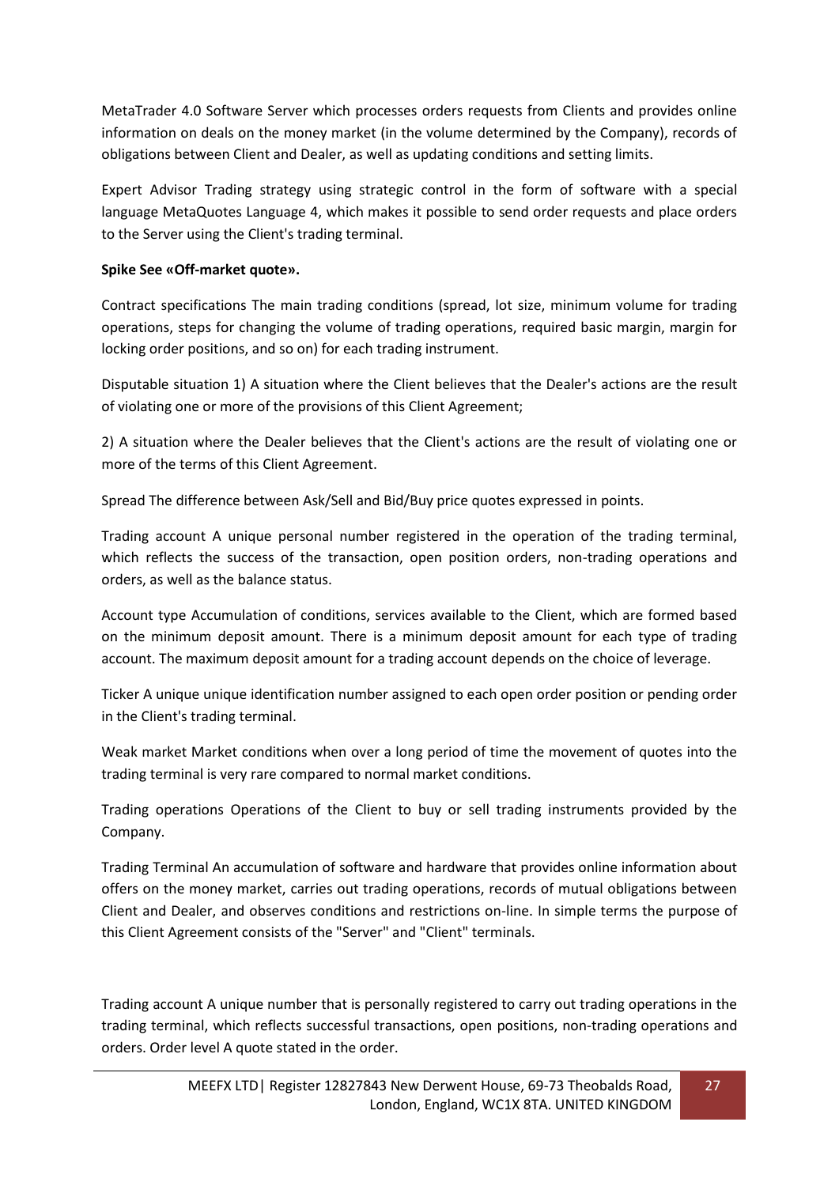MetaTrader 4.0 Software Server which processes orders requests from Clients and provides online information on deals on the money market (in the volume determined by the Company), records of obligations between Client and Dealer, as well as updating conditions and setting limits.

Expert Advisor Trading strategy using strategic control in the form of software with a special language MetaQuotes Language 4, which makes it possible to send order requests and place orders to the Server using the Client's trading terminal.

**Spike See «Off-market quote».**

Contract specifications The main trading conditions (spread, lot size, minimum volume for trading operations, steps for changing the volume of trading operations, required basic margin, margin for locking order positions, and so on) for each trading instrument.

Disputable situation 1) A situation where the Client believes that the Dealer's actions are the result of violating one or more of the provisions of this Client Agreement;

2) A situation where the Dealer believes that the Client's actions are the result of violating one or more of the terms of this Client Agreement.

Spread The difference between Ask/Sell and Bid/Buy price quotes expressed in points.

Trading account A unique personal number registered in the operation of the trading terminal, which reflects the success of the transaction, open position orders, non-trading operations and orders, as well as the balance status.

Account type Accumulation of conditions, services available to the Client, which are formed based on the minimum deposit amount. There is a minimum deposit amount for each type of trading account. The maximum deposit amount for a trading account depends on the choice of leverage.

Ticker A unique unique identification number assigned to each open order position or pending order in the Client's trading terminal.

Weak market Market conditions when over a long period of time the movement of quotes into the trading terminal is very rare compared to normal market conditions.

Trading operations Operations of the Client to buy or sell trading instruments provided by the Company.

Trading Terminal An accumulation of software and hardware that provides online information about offers on the money market, carries out trading operations, records of mutual obligations between Client and Dealer, and observes conditions and restrictions on-line. In simple terms the purpose of this Client Agreement consists of the "Server" and "Client" terminals.

Trading account A unique number that is personally registered to carry out trading operations in the trading terminal, which reflects successful transactions, open positions, non-trading operations and orders. Order level A quote stated in the order.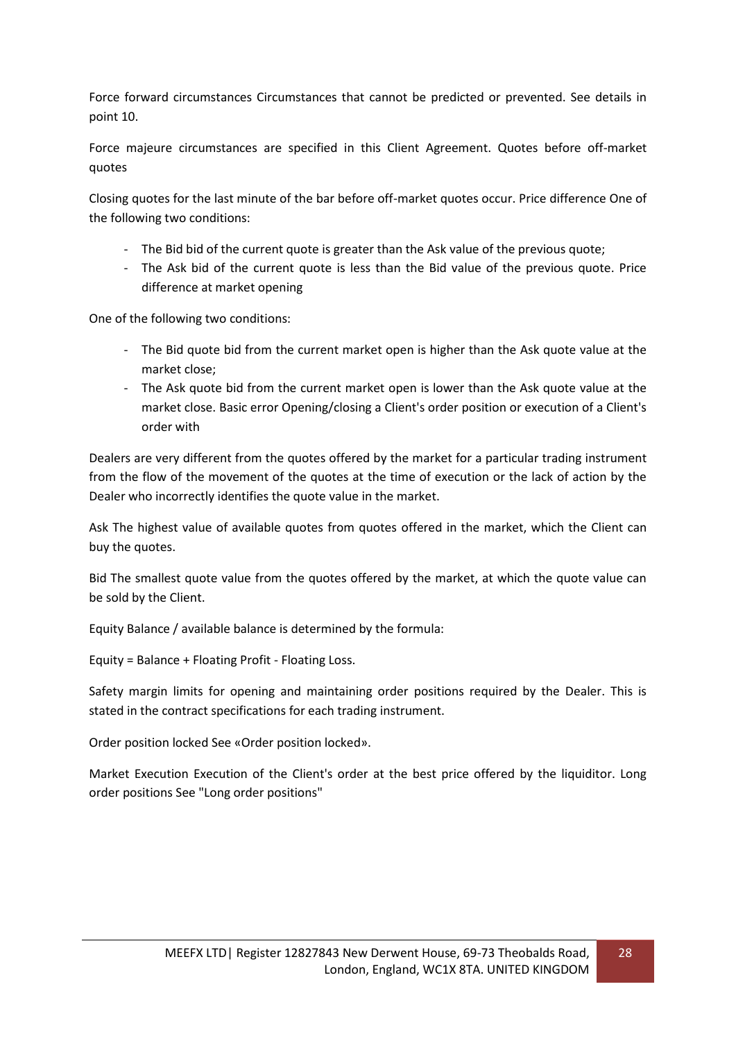Force forward circumstances Circumstances that cannot be predicted or prevented. See details in point 10.

Force majeure circumstances are specified in this Client Agreement. Quotes before off-market quotes

Closing quotes for the last minute of the bar before off-market quotes occur. Price difference One of the following two conditions:

- The Bid bid of the current quote is greater than the Ask value of the previous quote;
- The Ask bid of the current quote is less than the Bid value of the previous quote. Price difference at market opening

One of the following two conditions:

- The Bid quote bid from the current market open is higher than the Ask quote value at the market close;
- The Ask quote bid from the current market open is lower than the Ask quote value at the market close. Basic error Opening/closing a Client's order position or execution of a Client's order with

Dealers are very different from the quotes offered by the market for a particular trading instrument from the flow of the movement of the quotes at the time of execution or the lack of action by the Dealer who incorrectly identifies the quote value in the market.

Ask The highest value of available quotes from quotes offered in the market, which the Client can buy the quotes.

Bid The smallest quote value from the quotes offered by the market, at which the quote value can be sold by the Client.

Equity Balance / available balance is determined by the formula:

Equity = Balance + Floating Profit - Floating Loss.

Safety margin limits for opening and maintaining order positions required by the Dealer. This is stated in the contract specifications for each trading instrument.

Order position locked See «Order position locked».

Market Execution Execution of the Client's order at the best price offered by the liquiditor. Long order positions See "Long order positions"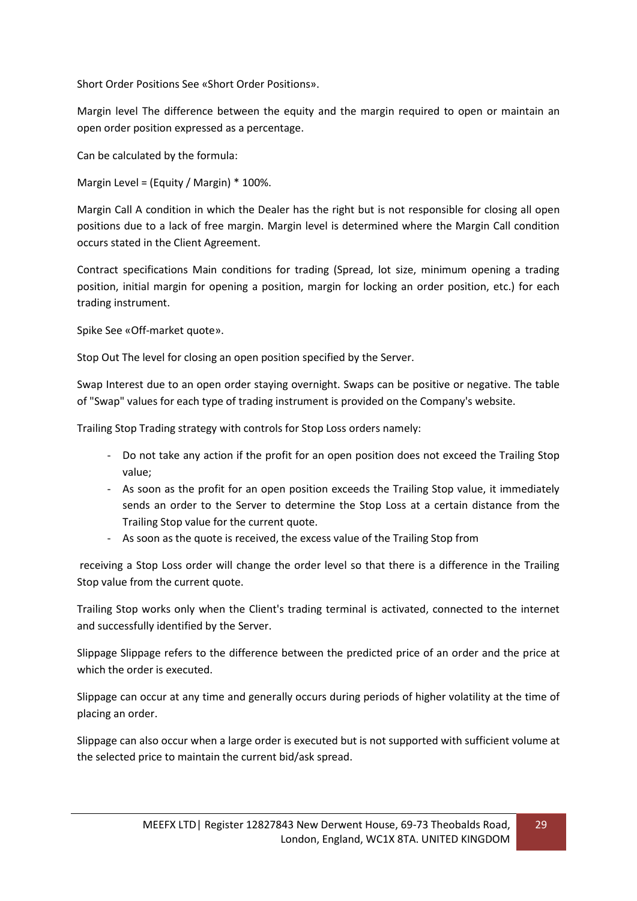Short Order Positions See «Short Order Positions».

Margin level The difference between the equity and the margin required to open or maintain an open order position expressed as a percentage.

Can be calculated by the formula:

Margin Level = (Equity / Margin) * 100%.

Margin Call A condition in which the Dealer has the right but is not responsible for closing all open positions due to a lack of free margin. Margin level is determined where the Margin Call condition occurs stated in the Client Agreement.

Contract specifications Main conditions for trading (Spread, lot size, minimum opening a trading position, initial margin for opening a position, margin for locking an order position, etc.) for each trading instrument.

Spike See «Off-market quote».

Stop Out The level for closing an open position specified by the Server.

Swap Interest due to an open order staying overnight. Swaps can be positive or negative. The table of "Swap" values for each type of trading instrument is provided on the Company's website.

Trailing Stop Trading strategy with controls for Stop Loss orders namely:

- Do not take any action if the profit for an open position does not exceed the Trailing Stop value;
- As soon as the profit for an open position exceeds the Trailing Stop value, it immediately sends an order to the Server to determine the Stop Loss at a certain distance from the Trailing Stop value for the current quote.
- As soon as the quote is received, the excess value of the Trailing Stop from

receiving a Stop Loss order will change the order level so that there is a difference in the Trailing Stop value from the current quote.

Trailing Stop works only when the Client's trading terminal is activated, connected to the internet and successfully identified by the Server.

Slippage Slippage refers to the difference between the predicted price of an order and the price at which the order is executed.

Slippage can occur at any time and generally occurs during periods of higher volatility at the time of placing an order.

Slippage can also occur when a large order is executed but is not supported with sufficient volume at the selected price to maintain the current bid/ask spread.